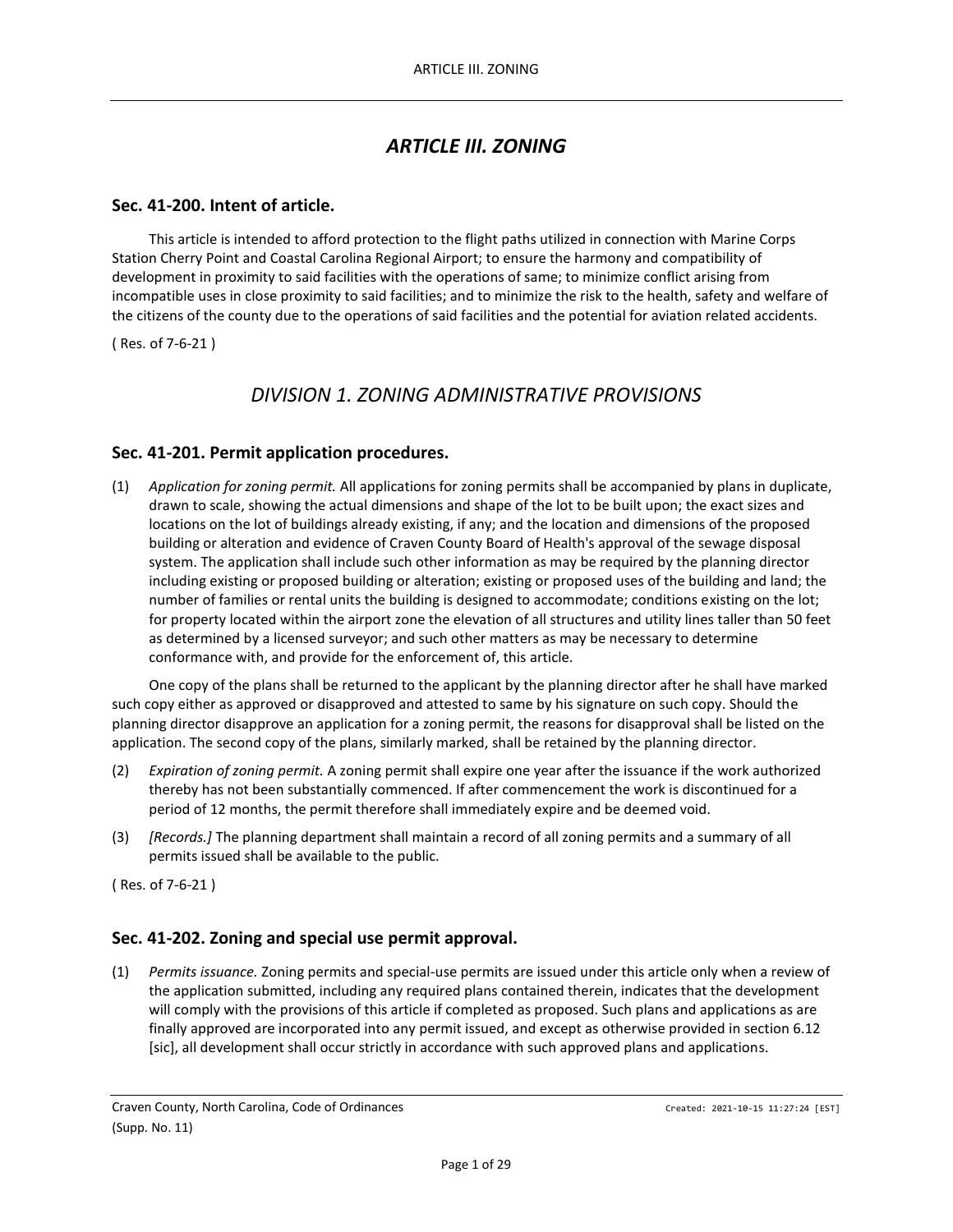# ARTICLE III. ZONING

## Sec. 41-200. Intent of article.

This article is intended to afford protection to the flight paths utilized in connection with Marine Corps Station Cherry Point and Coastal Carolina Regional Airport; to ensure the harmony and compatibility of development in proximity to said facilities with the operations of same; to minimize conflict arising from incompatible uses in close proximity to said facilities; and to minimize the risk to the health, safety and welfare of the citizens of the county due to the operations of said facilities and the potential for aviation related accidents.

( Res. of 7-6-21 )

## DIVISION 1. ZONING ADMINISTRATIVE PROVISIONS

### Sec. 41-201. Permit application procedures.

(1) *Application for zoning permit.* All applications for zoning permits shall be accompanied by plans in duplicate, drawn to scale, showing the actual dimensions and shape of the lot to be built upon; the exact sizes and locations on the lot of buildings already existing, if any; and the location and dimensions of the proposed building or alteration and evidence of Craven County Board of Health's approval of the sewage disposal system. The application shall include such other information as may be required by the planning director including existing or proposed building or alteration; existing or proposed uses of the building and land; the number of families or rental units the building is designed to accommodate; conditions existing on the lot; for property located within the airport zone the elevation of all structures and utility lines taller than 50 feet as determined by a licensed surveyor; and such other matters as may be necessary to determine conformance with, and provide for the enforcement of, this article.

One copy of the plans shall be returned to the applicant by the planning director after he shall have marked such copy either as approved or disapproved and attested to same by his signature on such copy. Should the planning director disapprove an application for a zoning permit, the reasons for disapproval shall be listed on the application. The second copy of the plans, similarly marked, shall be retained by the planning director.

(2) *Expiration of zoning permit.* A zoning permit shall expire one year after the issuance if the work authorized thereby has not been substantially commenced. If after commencement the work is discontinued for a period of 12 months, the permit therefore shall immediately expire and be deemed void.

(3) *[Records.]* The planning department shall maintain a record of all zoning permits and a summary of all permits issued shall be available to the public.

( Res. of 7-6-21 )

### Sec. 41-202. Zoning and special use permit approval.

(1) *Permits issuance.* Zoning permits and special-use permits are issued under this article only when a review of the application submitted, including any required plans contained therein, indicates that the development will comply with the provisions of this article if completed as proposed. Such plans and applications as are finally approved are incorporated into any permit issued, and except as otherwise provided in section 6.12 [sic], all development shall occur strictly in accordance with such approved plans and applications.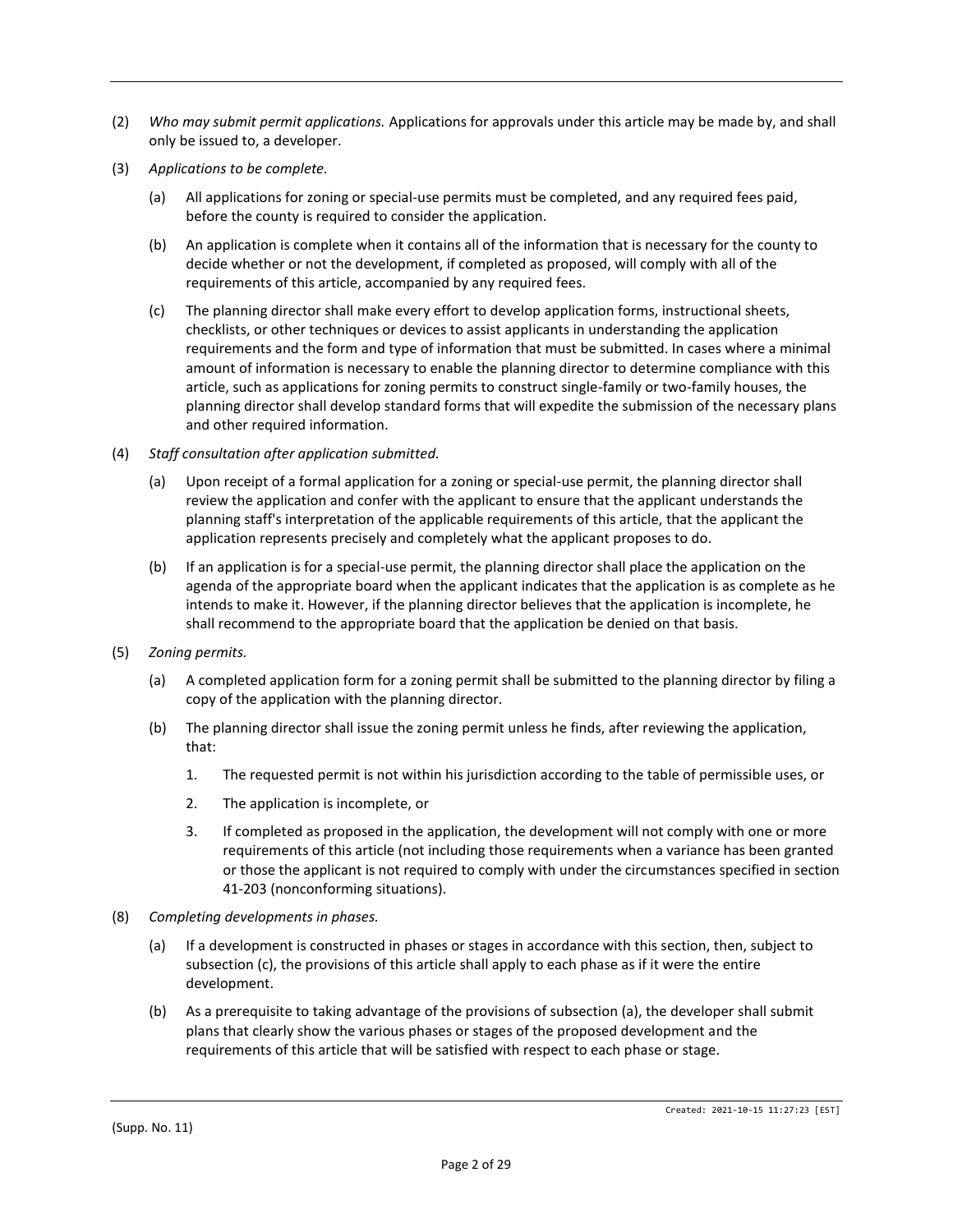(2) *Who may submit permit applications.* Applications for approvals under this article may be made by, and shall only be issued to, a developer.

(3) *Applications to be complete.*

  (a) All applications for zoning or special-use permits must be completed, and any required fees paid, before the county is required to consider the application.

  (b) An application is complete when it contains all of the information that is necessary for the county to decide whether or not the development, if completed as proposed, will comply with all of the requirements of this article, accompanied by any required fees.

  (c) The planning director shall make every effort to develop application forms, instructional sheets, checklists, or other techniques or devices to assist applicants in understanding the application requirements and the form and type of information that must be submitted. In cases where a minimal amount of information is necessary to enable the planning director to determine compliance with this article, such as applications for zoning permits to construct single-family or two-family houses, the planning director shall develop standard forms that will expedite the submission of the necessary plans and other required information.

(4) *Staff consultation after application submitted.*

  (a) Upon receipt of a formal application for a zoning or special-use permit, the planning director shall review the application and confer with the applicant to ensure that the applicant understands the planning staff's interpretation of the applicable requirements of this article, that the applicant the application represents precisely and completely what the applicant proposes to do.

  (b) If an application is for a special-use permit, the planning director shall place the application on the agenda of the appropriate board when the applicant indicates that the application is as complete as he intends to make it. However, if the planning director believes that the application is incomplete, he shall recommend to the appropriate board that the application be denied on that basis.

(5) *Zoning permits.*

  (a) A completed application form for a zoning permit shall be submitted to the planning director by filing a copy of the application with the planning director.

  (b) The planning director shall issue the zoning permit unless he finds, after reviewing the application, that:

    1. The requested permit is not within his jurisdiction according to the table of permissible uses, or

    2. The application is incomplete, or

    3. If completed as proposed in the application, the development will not comply with one or more requirements of this article (not including those requirements when a variance has been granted or those the applicant is not required to comply with under the circumstances specified in section 41-203 (nonconforming situations).

(8) *Completing developments in phases.*

  (a) If a development is constructed in phases or stages in accordance with this section, then, subject to subsection (c), the provisions of this article shall apply to each phase as if it were the entire development.

  (b) As a prerequisite to taking advantage of the provisions of subsection (a), the developer shall submit plans that clearly show the various phases or stages of the proposed development and the requirements of this article that will be satisfied with respect to each phase or stage.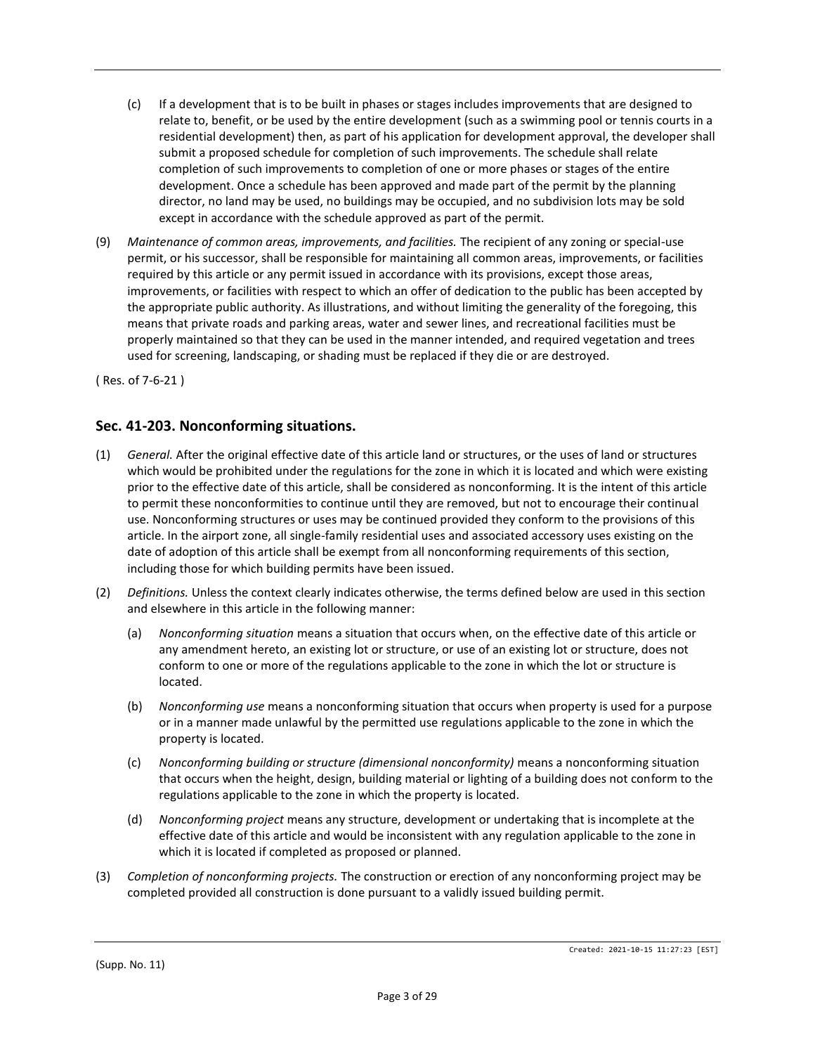(c) If a development that is to be built in phases or stages includes improvements that are designed to relate to, benefit, or be used by the entire development (such as a swimming pool or tennis courts in a residential development) then, as part of his application for development approval, the developer shall submit a proposed schedule for completion of such improvements. The schedule shall relate completion of such improvements to completion of one or more phases or stages of the entire development. Once a schedule has been approved and made part of the permit by the planning director, no land may be used, no buildings may be occupied, and no subdivision lots may be sold except in accordance with the schedule approved as part of the permit.

(9) *Maintenance of common areas, improvements, and facilities.* The recipient of any zoning or special-use permit, or his successor, shall be responsible for maintaining all common areas, improvements, or facilities required by this article or any permit issued in accordance with its provisions, except those areas, improvements, or facilities with respect to which an offer of dedication to the public has been accepted by the appropriate public authority. As illustrations, and without limiting the generality of the foregoing, this means that private roads and parking areas, water and sewer lines, and recreational facilities must be properly maintained so that they can be used in the manner intended, and required vegetation and trees used for screening, landscaping, or shading must be replaced if they die or are destroyed.

( Res. of 7-6-21 )

## Sec. 41-203. Nonconforming situations.

(1) *General.* After the original effective date of this article land or structures, or the uses of land or structures which would be prohibited under the regulations for the zone in which it is located and which were existing prior to the effective date of this article, shall be considered as nonconforming. It is the intent of this article to permit these nonconformities to continue until they are removed, but not to encourage their continual use. Nonconforming structures or uses may be continued provided they conform to the provisions of this article. In the airport zone, all single-family residential uses and associated accessory uses existing on the date of adoption of this article shall be exempt from all nonconforming requirements of this section, including those for which building permits have been issued.

(2) *Definitions.* Unless the context clearly indicates otherwise, the terms defined below are used in this section and elsewhere in this article in the following manner:

(a) *Nonconforming situation* means a situation that occurs when, on the effective date of this article or any amendment hereto, an existing lot or structure, or use of an existing lot or structure, does not conform to one or more of the regulations applicable to the zone in which the lot or structure is located.

(b) *Nonconforming use* means a nonconforming situation that occurs when property is used for a purpose or in a manner made unlawful by the permitted use regulations applicable to the zone in which the property is located.

(c) *Nonconforming building or structure (dimensional nonconformity)* means a nonconforming situation that occurs when the height, design, building material or lighting of a building does not conform to the regulations applicable to the zone in which the property is located.

(d) *Nonconforming project* means any structure, development or undertaking that is incomplete at the effective date of this article and would be inconsistent with any regulation applicable to the zone in which it is located if completed as proposed or planned.

(3) *Completion of nonconforming projects.* The construction or erection of any nonconforming project may be completed provided all construction is done pursuant to a validly issued building permit.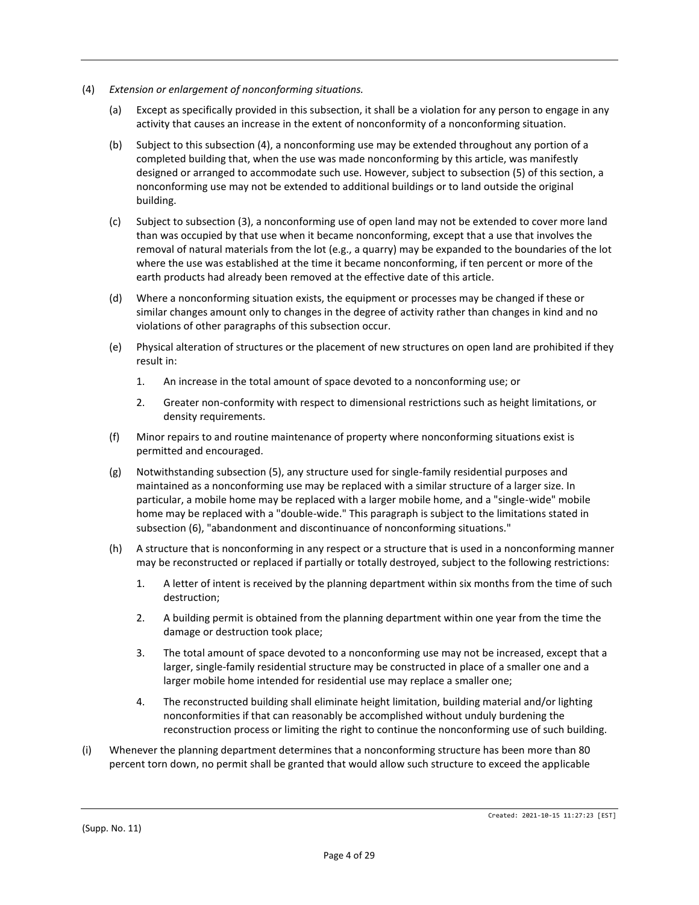(4) *Extension or enlargement of nonconforming situations.*

(a) Except as specifically provided in this subsection, it shall be a violation for any person to engage in any activity that causes an increase in the extent of nonconformity of a nonconforming situation.

(b) Subject to this subsection (4), a nonconforming use may be extended throughout any portion of a completed building that, when the use was made nonconforming by this article, was manifestly designed or arranged to accommodate such use. However, subject to subsection (5) of this section, a nonconforming use may not be extended to additional buildings or to land outside the original building.

(c) Subject to subsection (3), a nonconforming use of open land may not be extended to cover more land than was occupied by that use when it became nonconforming, except that a use that involves the removal of natural materials from the lot (e.g., a quarry) may be expanded to the boundaries of the lot where the use was established at the time it became nonconforming, if ten percent or more of the earth products had already been removed at the effective date of this article.

(d) Where a nonconforming situation exists, the equipment or processes may be changed if these or similar changes amount only to changes in the degree of activity rather than changes in kind and no violations of other paragraphs of this subsection occur.

(e) Physical alteration of structures or the placement of new structures on open land are prohibited if they result in:

1. An increase in the total amount of space devoted to a nonconforming use; or

2. Greater non-conformity with respect to dimensional restrictions such as height limitations, or density requirements.

(f) Minor repairs to and routine maintenance of property where nonconforming situations exist is permitted and encouraged.

(g) Notwithstanding subsection (5), any structure used for single-family residential purposes and maintained as a nonconforming use may be replaced with a similar structure of a larger size. In particular, a mobile home may be replaced with a larger mobile home, and a "single-wide" mobile home may be replaced with a "double-wide." This paragraph is subject to the limitations stated in subsection (6), "abandonment and discontinuance of nonconforming situations."

(h) A structure that is nonconforming in any respect or a structure that is used in a nonconforming manner may be reconstructed or replaced if partially or totally destroyed, subject to the following restrictions:

1. A letter of intent is received by the planning department within six months from the time of such destruction;

2. A building permit is obtained from the planning department within one year from the time the damage or destruction took place;

3. The total amount of space devoted to a nonconforming use may not be increased, except that a larger, single-family residential structure may be constructed in place of a smaller one and a larger mobile home intended for residential use may replace a smaller one;

4. The reconstructed building shall eliminate height limitation, building material and/or lighting nonconformities if that can reasonably be accomplished without unduly burdening the reconstruction process or limiting the right to continue the nonconforming use of such building.

(i) Whenever the planning department determines that a nonconforming structure has been more than 80 percent torn down, no permit shall be granted that would allow such structure to exceed the applicable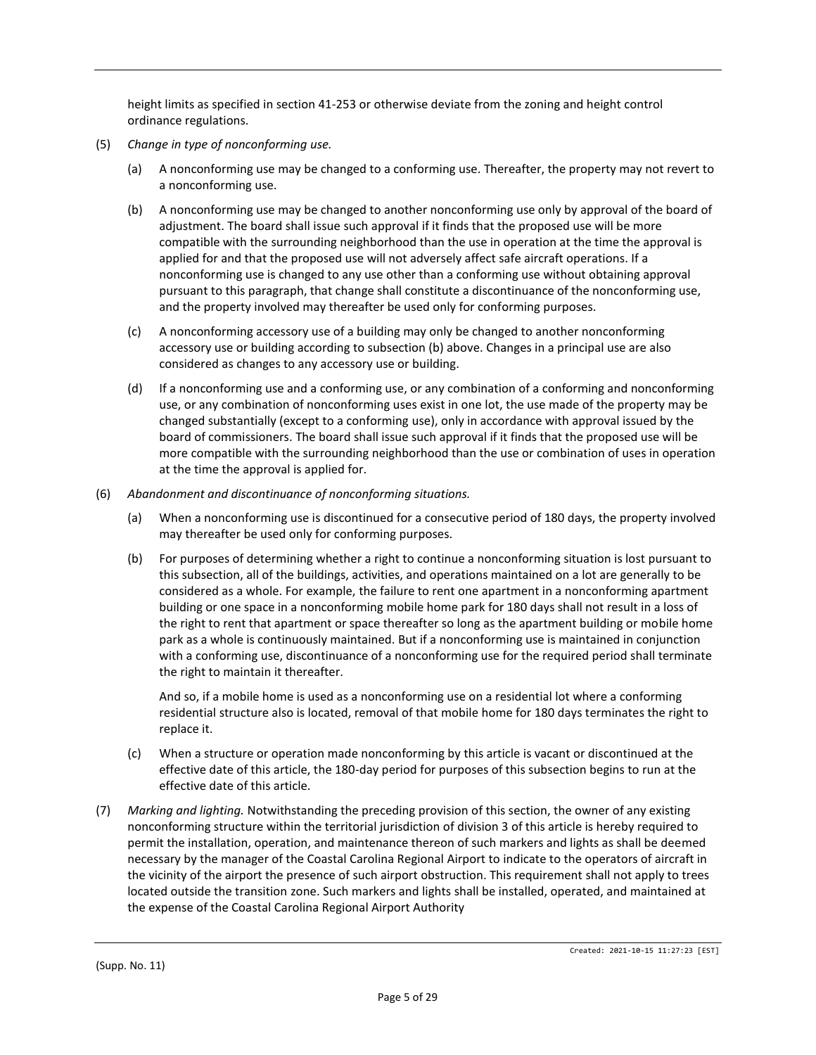height limits as specified in section 41-253 or otherwise deviate from the zoning and height control ordinance regulations.

(5) *Change in type of nonconforming use.*

   (a) A nonconforming use may be changed to a conforming use. Thereafter, the property may not revert to a nonconforming use.

   (b) A nonconforming use may be changed to another nonconforming use only by approval of the board of adjustment. The board shall issue such approval if it finds that the proposed use will be more compatible with the surrounding neighborhood than the use in operation at the time the approval is applied for and that the proposed use will not adversely affect safe aircraft operations. If a nonconforming use is changed to any use other than a conforming use without obtaining approval pursuant to this paragraph, that change shall constitute a discontinuance of the nonconforming use, and the property involved may thereafter be used only for conforming purposes.

   (c) A nonconforming accessory use of a building may only be changed to another nonconforming accessory use or building according to subsection (b) above. Changes in a principal use are also considered as changes to any accessory use or building.

   (d) If a nonconforming use and a conforming use, or any combination of a conforming and nonconforming use, or any combination of nonconforming uses exist in one lot, the use made of the property may be changed substantially (except to a conforming use), only in accordance with approval issued by the board of commissioners. The board shall issue such approval if it finds that the proposed use will be more compatible with the surrounding neighborhood than the use or combination of uses in operation at the time the approval is applied for.

(6) *Abandonment and discontinuance of nonconforming situations.*

   (a) When a nonconforming use is discontinued for a consecutive period of 180 days, the property involved may thereafter be used only for conforming purposes.

   (b) For purposes of determining whether a right to continue a nonconforming situation is lost pursuant to this subsection, all of the buildings, activities, and operations maintained on a lot are generally to be considered as a whole. For example, the failure to rent one apartment in a nonconforming apartment building or one space in a nonconforming mobile home park for 180 days shall not result in a loss of the right to rent that apartment or space thereafter so long as the apartment building or mobile home park as a whole is continuously maintained. But if a nonconforming use is maintained in conjunction with a conforming use, discontinuance of a nonconforming use for the required period shall terminate the right to maintain it thereafter.

   And so, if a mobile home is used as a nonconforming use on a residential lot where a conforming residential structure also is located, removal of that mobile home for 180 days terminates the right to replace it.

   (c) When a structure or operation made nonconforming by this article is vacant or discontinued at the effective date of this article, the 180-day period for purposes of this subsection begins to run at the effective date of this article.

(7) *Marking and lighting.* Notwithstanding the preceding provision of this section, the owner of any existing nonconforming structure within the territorial jurisdiction of division 3 of this article is hereby required to permit the installation, operation, and maintenance thereon of such markers and lights as shall be deemed necessary by the manager of the Coastal Carolina Regional Airport to indicate to the operators of aircraft in the vicinity of the airport the presence of such airport obstruction. This requirement shall not apply to trees located outside the transition zone. Such markers and lights shall be installed, operated, and maintained at the expense of the Coastal Carolina Regional Airport Authority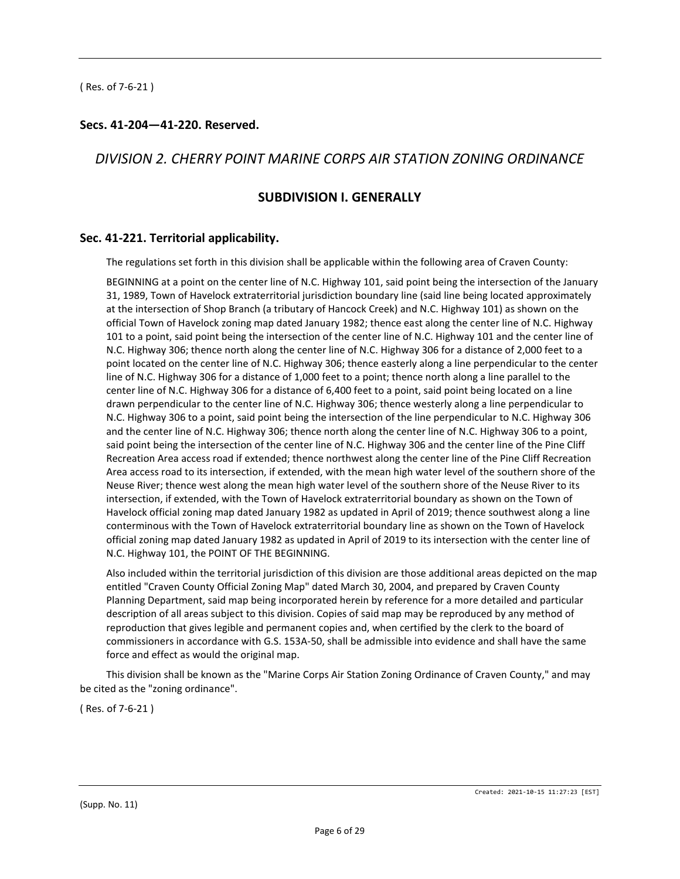( Res. of 7-6-21 )

### Secs. 41-204—41-220. Reserved.

## *DIVISION 2. CHERRY POINT MARINE CORPS AIR STATION ZONING ORDINANCE*

### SUBDIVISION I. GENERALLY

### Sec. 41-221. Territorial applicability.

The regulations set forth in this division shall be applicable within the following area of Craven County:

BEGINNING at a point on the center line of N.C. Highway 101, said point being the intersection of the January 31, 1989, Town of Havelock extraterritorial jurisdiction boundary line (said line being located approximately at the intersection of Shop Branch (a tributary of Hancock Creek) and N.C. Highway 101) as shown on the official Town of Havelock zoning map dated January 1982; thence east along the center line of N.C. Highway 101 to a point, said point being the intersection of the center line of N.C. Highway 101 and the center line of N.C. Highway 306; thence north along the center line of N.C. Highway 306 for a distance of 2,000 feet to a point located on the center line of N.C. Highway 306; thence easterly along a line perpendicular to the center line of N.C. Highway 306 for a distance of 1,000 feet to a point; thence north along a line parallel to the center line of N.C. Highway 306 for a distance of 6,400 feet to a point, said point being located on a line drawn perpendicular to the center line of N.C. Highway 306; thence westerly along a line perpendicular to N.C. Highway 306 to a point, said point being the intersection of the line perpendicular to N.C. Highway 306 and the center line of N.C. Highway 306; thence north along the center line of N.C. Highway 306 to a point, said point being the intersection of the center line of N.C. Highway 306 and the center line of the Pine Cliff Recreation Area access road if extended; thence northwest along the center line of the Pine Cliff Recreation Area access road to its intersection, if extended, with the mean high water level of the southern shore of the Neuse River; thence west along the mean high water level of the southern shore of the Neuse River to its intersection, if extended, with the Town of Havelock extraterritorial boundary as shown on the Town of Havelock official zoning map dated January 1982 as updated in April of 2019; thence southwest along a line conterminous with the Town of Havelock extraterritorial boundary line as shown on the Town of Havelock official zoning map dated January 1982 as updated in April of 2019 to its intersection with the center line of N.C. Highway 101, the POINT OF THE BEGINNING.

Also included within the territorial jurisdiction of this division are those additional areas depicted on the map entitled "Craven County Official Zoning Map" dated March 30, 2004, and prepared by Craven County Planning Department, said map being incorporated herein by reference for a more detailed and particular description of all areas subject to this division. Copies of said map may be reproduced by any method of reproduction that gives legible and permanent copies and, when certified by the clerk to the board of commissioners in accordance with G.S. 153A-50, shall be admissible into evidence and shall have the same force and effect as would the original map.

This division shall be known as the "Marine Corps Air Station Zoning Ordinance of Craven County," and may be cited as the "zoning ordinance".

( Res. of 7-6-21 )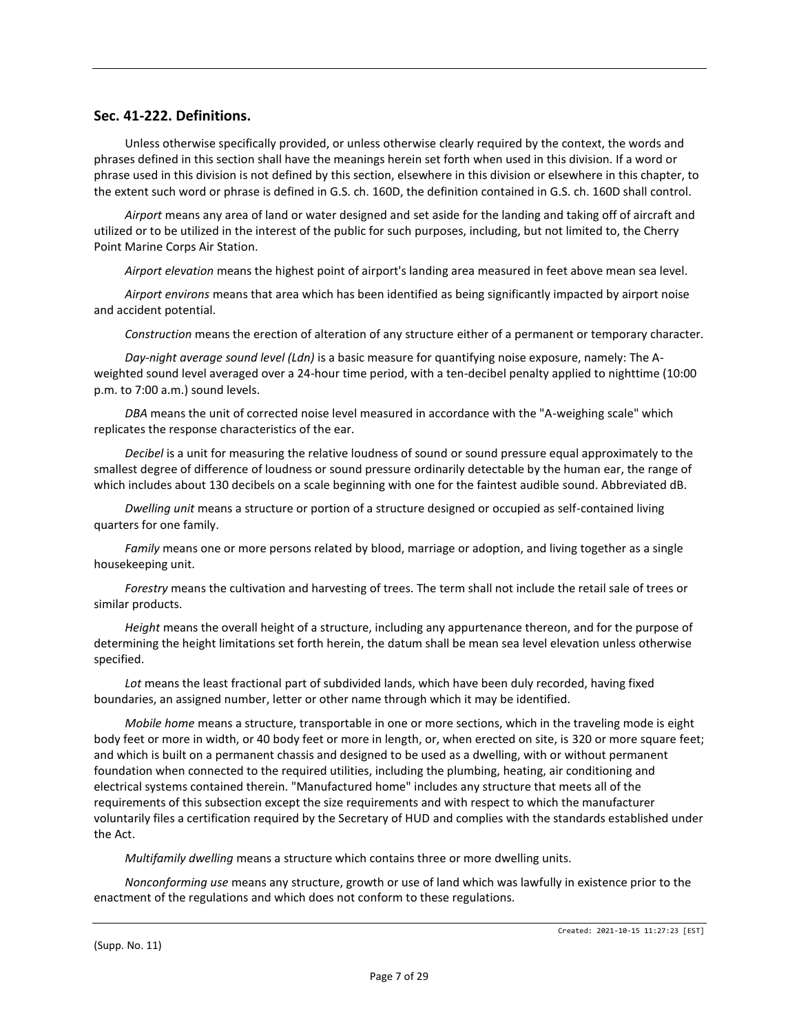## Sec. 41-222. Definitions.

Unless otherwise specifically provided, or unless otherwise clearly required by the context, the words and phrases defined in this section shall have the meanings herein set forth when used in this division. If a word or phrase used in this division is not defined by this section, elsewhere in this division or elsewhere in this chapter, to the extent such word or phrase is defined in G.S. ch. 160D, the definition contained in G.S. ch. 160D shall control.

*Airport* means any area of land or water designed and set aside for the landing and taking off of aircraft and utilized or to be utilized in the interest of the public for such purposes, including, but not limited to, the Cherry Point Marine Corps Air Station.

*Airport elevation* means the highest point of airport's landing area measured in feet above mean sea level.

*Airport environs* means that area which has been identified as being significantly impacted by airport noise and accident potential.

*Construction* means the erection of alteration of any structure either of a permanent or temporary character.

*Day-night average sound level (Ldn)* is a basic measure for quantifying noise exposure, namely: The A-weighted sound level averaged over a 24-hour time period, with a ten-decibel penalty applied to nighttime (10:00 p.m. to 7:00 a.m.) sound levels.

*DBA* means the unit of corrected noise level measured in accordance with the "A-weighing scale" which replicates the response characteristics of the ear.

*Decibel* is a unit for measuring the relative loudness of sound or sound pressure equal approximately to the smallest degree of difference of loudness or sound pressure ordinarily detectable by the human ear, the range of which includes about 130 decibels on a scale beginning with one for the faintest audible sound. Abbreviated dB.

*Dwelling unit* means a structure or portion of a structure designed or occupied as self-contained living quarters for one family.

*Family* means one or more persons related by blood, marriage or adoption, and living together as a single housekeeping unit.

*Forestry* means the cultivation and harvesting of trees. The term shall not include the retail sale of trees or similar products.

*Height* means the overall height of a structure, including any appurtenance thereon, and for the purpose of determining the height limitations set forth herein, the datum shall be mean sea level elevation unless otherwise specified.

*Lot* means the least fractional part of subdivided lands, which have been duly recorded, having fixed boundaries, an assigned number, letter or other name through which it may be identified.

*Mobile home* means a structure, transportable in one or more sections, which in the traveling mode is eight body feet or more in width, or 40 body feet or more in length, or, when erected on site, is 320 or more square feet; and which is built on a permanent chassis and designed to be used as a dwelling, with or without permanent foundation when connected to the required utilities, including the plumbing, heating, air conditioning and electrical systems contained therein. "Manufactured home" includes any structure that meets all of the requirements of this subsection except the size requirements and with respect to which the manufacturer voluntarily files a certification required by the Secretary of HUD and complies with the standards established under the Act.

*Multifamily dwelling* means a structure which contains three or more dwelling units.

*Nonconforming use* means any structure, growth or use of land which was lawfully in existence prior to the enactment of the regulations and which does not conform to these regulations.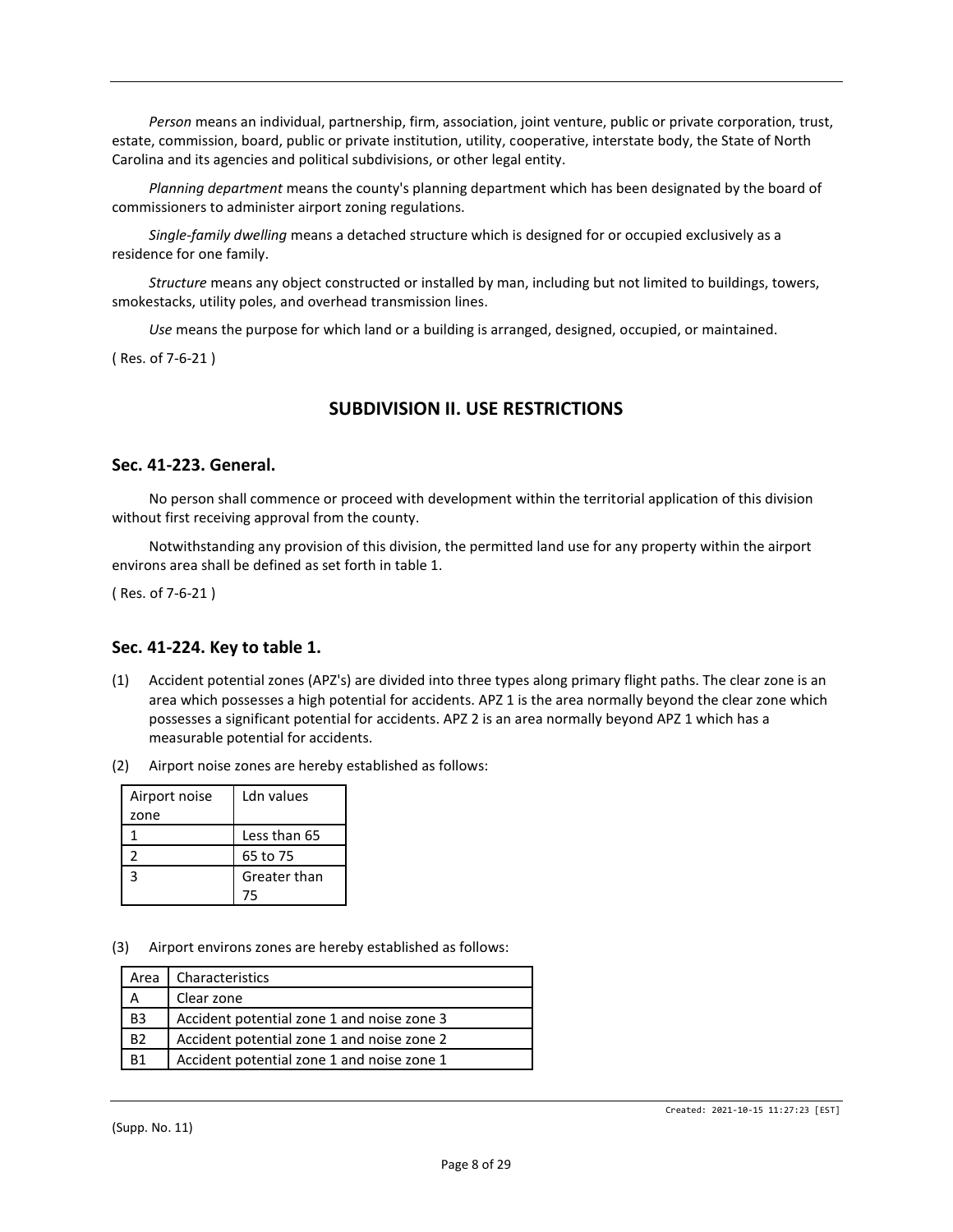*Person* means an individual, partnership, firm, association, joint venture, public or private corporation, trust, estate, commission, board, public or private institution, utility, cooperative, interstate body, the State of North Carolina and its agencies and political subdivisions, or other legal entity.

*Planning department* means the county's planning department which has been designated by the board of commissioners to administer airport zoning regulations.

*Single-family dwelling* means a detached structure which is designed for or occupied exclusively as a residence for one family.

*Structure* means any object constructed or installed by man, including but not limited to buildings, towers, smokestacks, utility poles, and overhead transmission lines.

*Use* means the purpose for which land or a building is arranged, designed, occupied, or maintained.

( Res. of 7-6-21 )

## SUBDIVISION II. USE RESTRICTIONS

### Sec. 41-223. General.

No person shall commence or proceed with development within the territorial application of this division without first receiving approval from the county.

Notwithstanding any provision of this division, the permitted land use for any property within the airport environs area shall be defined as set forth in table 1.

( Res. of 7-6-21 )

### Sec. 41-224. Key to table 1.

(1) Accident potential zones (APZ's) are divided into three types along primary flight paths. The clear zone is an area which possesses a high potential for accidents. APZ 1 is the area normally beyond the clear zone which possesses a significant potential for accidents. APZ 2 is an area normally beyond APZ 1 which has a measurable potential for accidents.

(2) Airport noise zones are hereby established as follows:

| Airport noise zone | Ldn values |
|---|---|
| 1 | Less than 65 |
| 2 | 65 to 75 |
| 3 | Greater than 75 |

(3) Airport environs zones are hereby established as follows:

| Area | Characteristics |
|---|---|
| A | Clear zone |
| B3 | Accident potential zone 1 and noise zone 3 |
| B2 | Accident potential zone 1 and noise zone 2 |
| B1 | Accident potential zone 1 and noise zone 1 |

(Supp. No. 11)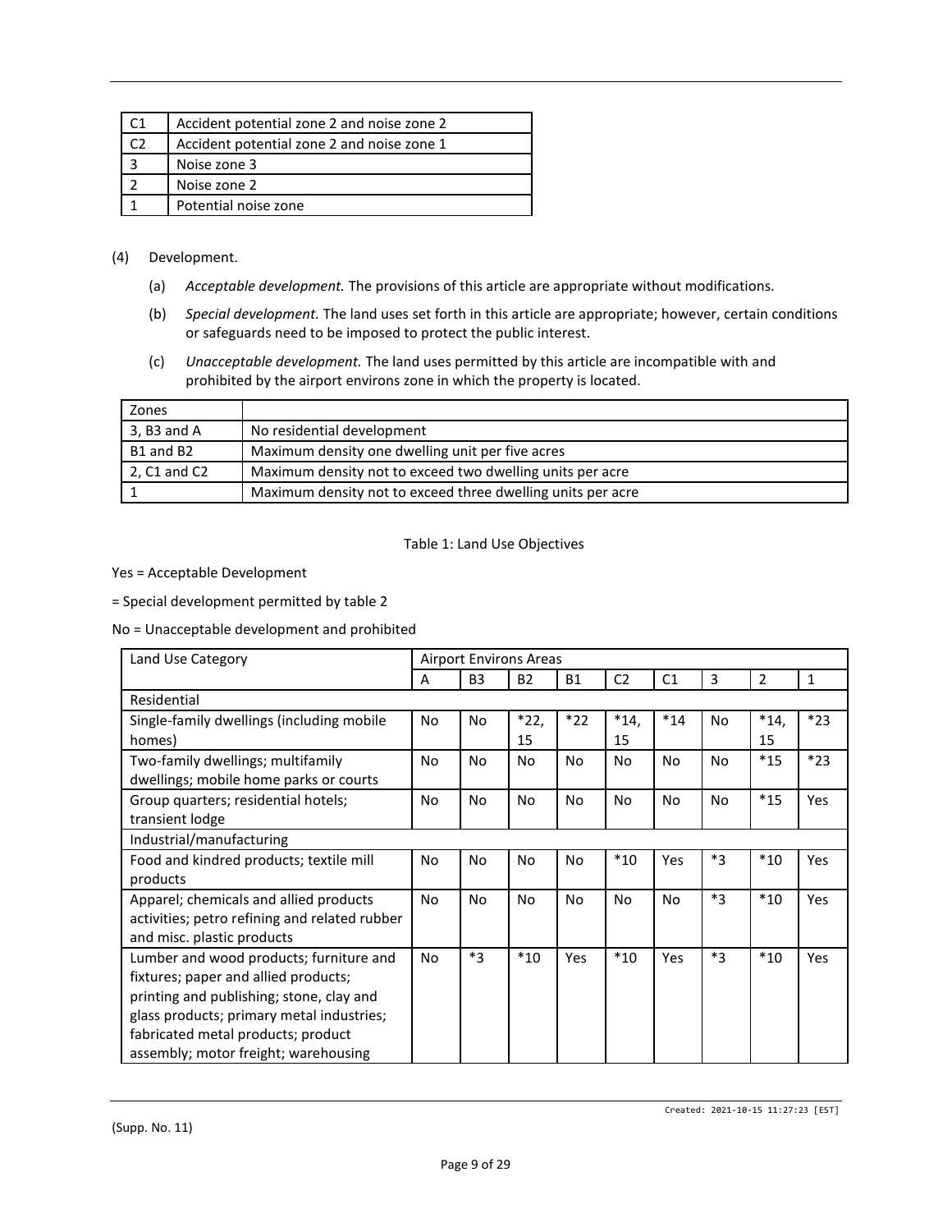| C1 | Accident potential zone 2 and noise zone 2 |
|---|---|
| C2 | Accident potential zone 2 and noise zone 1 |
| 3 | Noise zone 3 |
| 2 | Noise zone 2 |
| 1 | Potential noise zone |

(4) Development.

(a) *Acceptable development.* The provisions of this article are appropriate without modifications.

(b) *Special development.* The land uses set forth in this article are appropriate; however, certain conditions or safeguards need to be imposed to protect the public interest.

(c) *Unacceptable development.* The land uses permitted by this article are incompatible with and prohibited by the airport environs zone in which the property is located.

| Zones | |
|---|---|
| 3, B3 and A | No residential development |
| B1 and B2 | Maximum density one dwelling unit per five acres |
| 2, C1 and C2 | Maximum density not to exceed two dwelling units per acre |
| 1 | Maximum density not to exceed three dwelling units per acre |

Table 1: Land Use Objectives

Yes = Acceptable Development

= Special development permitted by table 2

No = Unacceptable development and prohibited

| Land Use Category | Airport Environs Areas | | | | | | | | |
|---|---|---|---|---|---|---|---|---|---|
| | A | B3 | B2 | B1 | C2 | C1 | 3 | 2 | 1 |
| Residential | | | | | | | | | |
| Single-family dwellings (including mobile homes) | No | No | *22, 15 | *22 | *14, 15 | *14 | No | *14, 15 | *23 |
| Two-family dwellings; multifamily dwellings; mobile home parks or courts | No | No | No | No | No | No | No | *15 | *23 |
| Group quarters; residential hotels; transient lodge | No | No | No | No | No | No | No | *15 | Yes |
| Industrial/manufacturing | | | | | | | | | |
| Food and kindred products; textile mill products | No | No | No | No | *10 | Yes | *3 | *10 | Yes |
| Apparel; chemicals and allied products activities; petro refining and related rubber and misc. plastic products | No | No | No | No | No | No | *3 | *10 | Yes |
| Lumber and wood products; furniture and fixtures; paper and allied products; printing and publishing; stone, clay and glass products; primary metal industries; fabricated metal products; product assembly; motor freight; warehousing | No | *3 | *10 | Yes | *10 | Yes | *3 | *10 | Yes |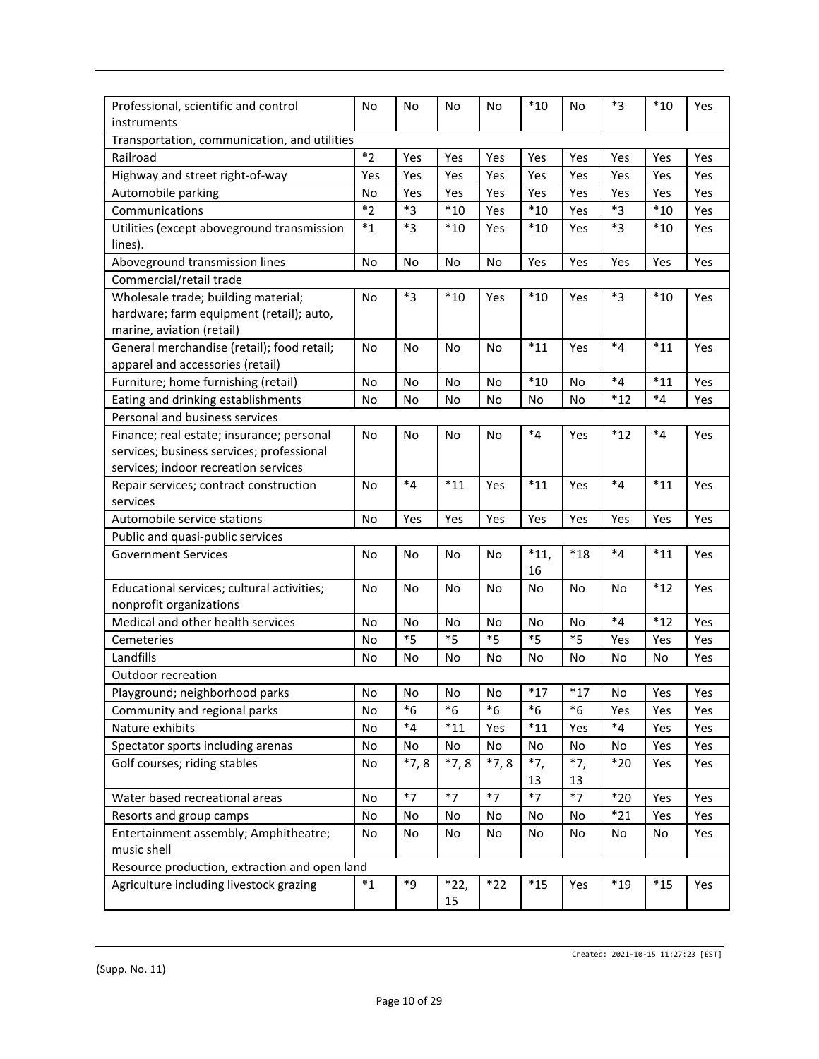| Professional, scientific and control instruments | No | No | No | No | *10 | No | *3 | *10 | Yes |
|---|---|---|---|---|---|---|---|---|---|
| Transportation, communication, and utilities | | | | | | | | | |
| Railroad | *2 | Yes | Yes | Yes | Yes | Yes | Yes | Yes | Yes |
| Highway and street right-of-way | Yes | Yes | Yes | Yes | Yes | Yes | Yes | Yes | Yes |
| Automobile parking | No | Yes | Yes | Yes | Yes | Yes | Yes | Yes | Yes |
| Communications | *2 | *3 | *10 | Yes | *10 | Yes | *3 | *10 | Yes |
| Utilities (except aboveground transmission lines). | *1 | *3 | *10 | Yes | *10 | Yes | *3 | *10 | Yes |
| Aboveground transmission lines | No | No | No | No | Yes | Yes | Yes | Yes | Yes |
| Commercial/retail trade | | | | | | | | | |
| Wholesale trade; building material; hardware; farm equipment (retail); auto, marine, aviation (retail) | No | *3 | *10 | Yes | *10 | Yes | *3 | *10 | Yes |
| General merchandise (retail); food retail; apparel and accessories (retail) | No | No | No | No | *11 | Yes | *4 | *11 | Yes |
| Furniture; home furnishing (retail) | No | No | No | No | *10 | No | *4 | *11 | Yes |
| Eating and drinking establishments | No | No | No | No | No | No | *12 | *4 | Yes |
| Personal and business services | | | | | | | | | |
| Finance; real estate; insurance; personal services; business services; professional services; indoor recreation services | No | No | No | No | *4 | Yes | *12 | *4 | Yes |
| Repair services; contract construction services | No | *4 | *11 | Yes | *11 | Yes | *4 | *11 | Yes |
| Automobile service stations | No | Yes | Yes | Yes | Yes | Yes | Yes | Yes | Yes |
| Public and quasi-public services | | | | | | | | | |
| Government Services | No | No | No | No | *11, 16 | *18 | *4 | *11 | Yes |
| Educational services; cultural activities; nonprofit organizations | No | No | No | No | No | No | No | *12 | Yes |
| Medical and other health services | No | No | No | No | No | No | *4 | *12 | Yes |
| Cemeteries | No | *5 | *5 | *5 | *5 | *5 | Yes | Yes | Yes |
| Landfills | No | No | No | No | No | No | No | No | Yes |
| Outdoor recreation | | | | | | | | | |
| Playground; neighborhood parks | No | No | No | No | *17 | *17 | No | Yes | Yes |
| Community and regional parks | No | *6 | *6 | *6 | *6 | *6 | Yes | Yes | Yes |
| Nature exhibits | No | *4 | *11 | Yes | *11 | Yes | *4 | Yes | Yes |
| Spectator sports including arenas | No | No | No | No | No | No | No | Yes | Yes |
| Golf courses; riding stables | No | *7, 8 | *7, 8 | *7, 8 | *7, 13 | *7, 13 | *20 | Yes | Yes |
| Water based recreational areas | No | *7 | *7 | *7 | *7 | *7 | *20 | Yes | Yes |
| Resorts and group camps | No | No | No | No | No | No | *21 | Yes | Yes |
| Entertainment assembly; Amphitheatre; music shell | No | No | No | No | No | No | No | No | Yes |
| Resource production, extraction and open land | | | | | | | | | |
| Agriculture including livestock grazing | *1 | *9 | *22, 15 | *22 | *15 | Yes | *19 | *15 | Yes |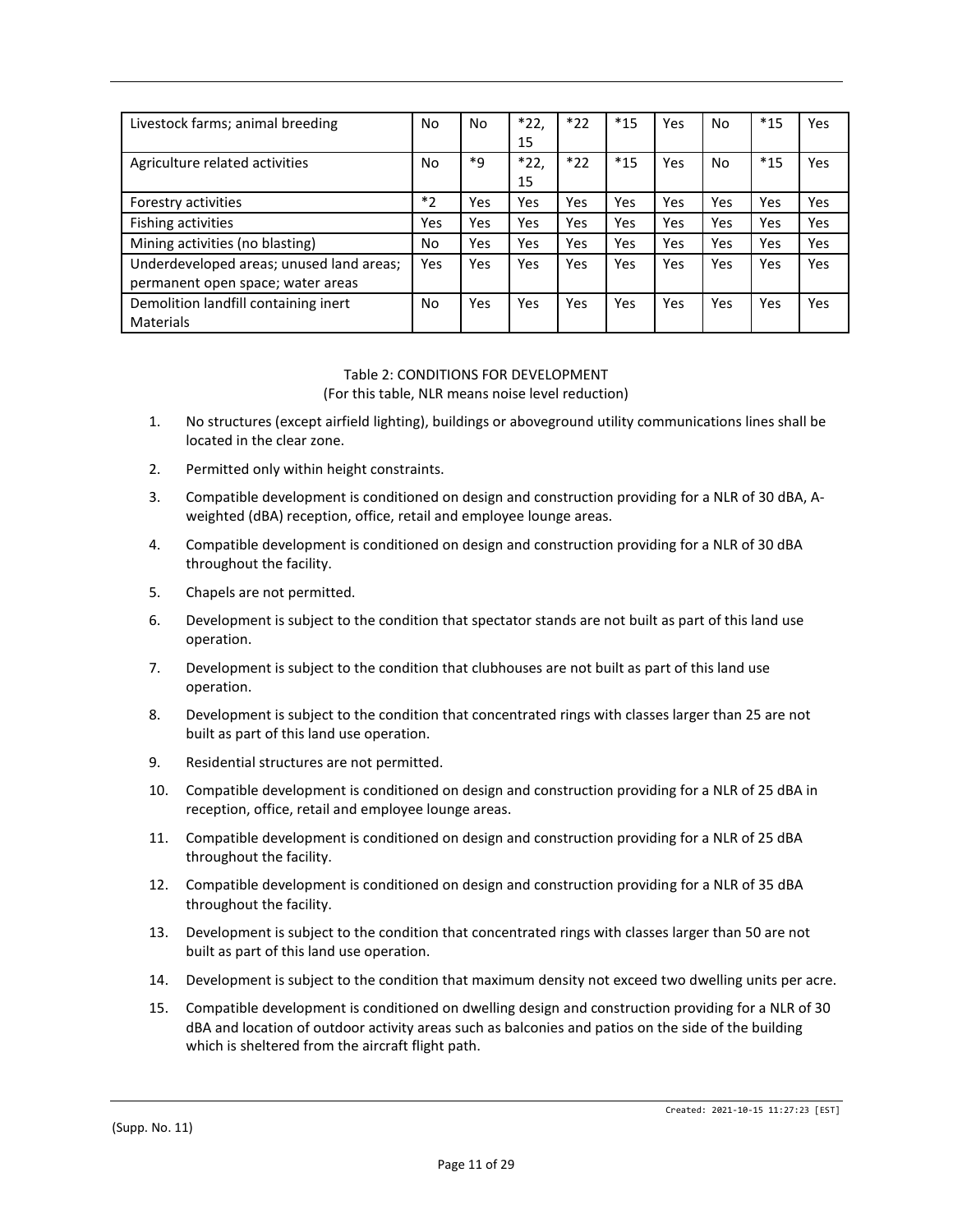| Livestock farms; animal breeding | No | No | *22, 15 | *22 | *15 | Yes | No | *15 | Yes |
|---|---|---|---|---|---|---|---|---|---|
| Agriculture related activities | No | *9 | *22, 15 | *22 | *15 | Yes | No | *15 | Yes |
| Forestry activities | *2 | Yes | Yes | Yes | Yes | Yes | Yes | Yes | Yes |
| Fishing activities | Yes | Yes | Yes | Yes | Yes | Yes | Yes | Yes | Yes |
| Mining activities (no blasting) | No | Yes | Yes | Yes | Yes | Yes | Yes | Yes | Yes |
| Underdeveloped areas; unused land areas; permanent open space; water areas | Yes | Yes | Yes | Yes | Yes | Yes | Yes | Yes | Yes |
| Demolition landfill containing inert Materials | No | Yes | Yes | Yes | Yes | Yes | Yes | Yes | Yes |

Table 2: CONDITIONS FOR DEVELOPMENT
(For this table, NLR means noise level reduction)

1. No structures (except airfield lighting), buildings or aboveground utility communications lines shall be located in the clear zone.
2. Permitted only within height constraints.
3. Compatible development is conditioned on design and construction providing for a NLR of 30 dBA, A-weighted (dBA) reception, office, retail and employee lounge areas.
4. Compatible development is conditioned on design and construction providing for a NLR of 30 dBA throughout the facility.
5. Chapels are not permitted.
6. Development is subject to the condition that spectator stands are not built as part of this land use operation.
7. Development is subject to the condition that clubhouses are not built as part of this land use operation.
8. Development is subject to the condition that concentrated rings with classes larger than 25 are not built as part of this land use operation.
9. Residential structures are not permitted.
10. Compatible development is conditioned on design and construction providing for a NLR of 25 dBA in reception, office, retail and employee lounge areas.
11. Compatible development is conditioned on design and construction providing for a NLR of 25 dBA throughout the facility.
12. Compatible development is conditioned on design and construction providing for a NLR of 35 dBA throughout the facility.
13. Development is subject to the condition that concentrated rings with classes larger than 50 are not built as part of this land use operation.
14. Development is subject to the condition that maximum density not exceed two dwelling units per acre.
15. Compatible development is conditioned on dwelling design and construction providing for a NLR of 30 dBA and location of outdoor activity areas such as balconies and patios on the side of the building which is sheltered from the aircraft flight path.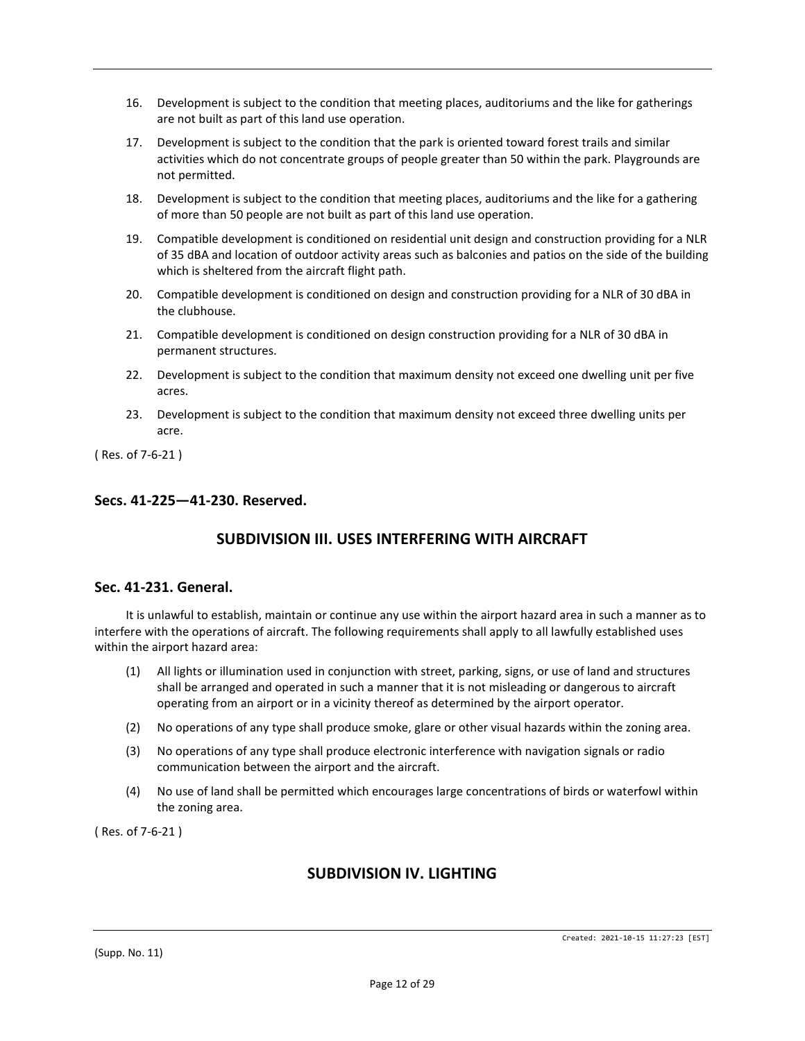16. Development is subject to the condition that meeting places, auditoriums and the like for gatherings are not built as part of this land use operation.

17. Development is subject to the condition that the park is oriented toward forest trails and similar activities which do not concentrate groups of people greater than 50 within the park. Playgrounds are not permitted.

18. Development is subject to the condition that meeting places, auditoriums and the like for a gathering of more than 50 people are not built as part of this land use operation.

19. Compatible development is conditioned on residential unit design and construction providing for a NLR of 35 dBA and location of outdoor activity areas such as balconies and patios on the side of the building which is sheltered from the aircraft flight path.

20. Compatible development is conditioned on design and construction providing for a NLR of 30 dBA in the clubhouse.

21. Compatible development is conditioned on design construction providing for a NLR of 30 dBA in permanent structures.

22. Development is subject to the condition that maximum density not exceed one dwelling unit per five acres.

23. Development is subject to the condition that maximum density not exceed three dwelling units per acre.

( Res. of 7-6-21 )

### Secs. 41-225—41-230. Reserved.

## SUBDIVISION III. USES INTERFERING WITH AIRCRAFT

### Sec. 41-231. General.

It is unlawful to establish, maintain or continue any use within the airport hazard area in such a manner as to interfere with the operations of aircraft. The following requirements shall apply to all lawfully established uses within the airport hazard area:

(1) All lights or illumination used in conjunction with street, parking, signs, or use of land and structures shall be arranged and operated in such a manner that it is not misleading or dangerous to aircraft operating from an airport or in a vicinity thereof as determined by the airport operator.

(2) No operations of any type shall produce smoke, glare or other visual hazards within the zoning area.

(3) No operations of any type shall produce electronic interference with navigation signals or radio communication between the airport and the aircraft.

(4) No use of land shall be permitted which encourages large concentrations of birds or waterfowl within the zoning area.

( Res. of 7-6-21 )

## SUBDIVISION IV. LIGHTING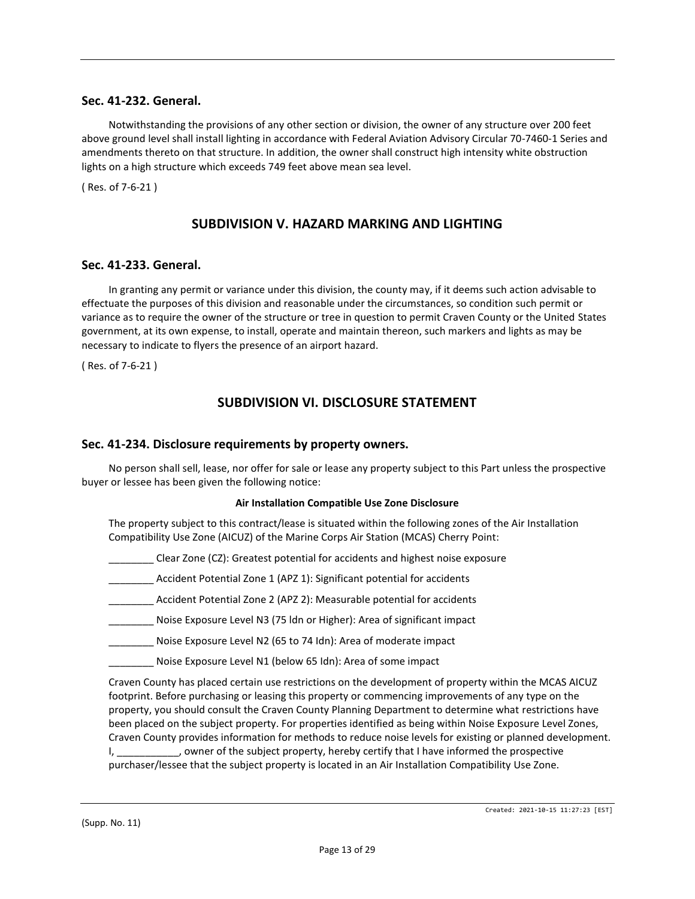### Sec. 41-232. General.

Notwithstanding the provisions of any other section or division, the owner of any structure over 200 feet above ground level shall install lighting in accordance with Federal Aviation Advisory Circular 70-7460-1 Series and amendments thereto on that structure. In addition, the owner shall construct high intensity white obstruction lights on a high structure which exceeds 749 feet above mean sea level.

( Res. of 7-6-21 )

## SUBDIVISION V. HAZARD MARKING AND LIGHTING

### Sec. 41-233. General.

In granting any permit or variance under this division, the county may, if it deems such action advisable to effectuate the purposes of this division and reasonable under the circumstances, so condition such permit or variance as to require the owner of the structure or tree in question to permit Craven County or the United States government, at its own expense, to install, operate and maintain thereon, such markers and lights as may be necessary to indicate to flyers the presence of an airport hazard.

( Res. of 7-6-21 )

## SUBDIVISION VI. DISCLOSURE STATEMENT

### Sec. 41-234. Disclosure requirements by property owners.

No person shall sell, lease, nor offer for sale or lease any property subject to this Part unless the prospective buyer or lessee has been given the following notice:

**Air Installation Compatible Use Zone Disclosure**

The property subject to this contract/lease is situated within the following zones of the Air Installation Compatibility Use Zone (AICUZ) of the Marine Corps Air Station (MCAS) Cherry Point:

________ Clear Zone (CZ): Greatest potential for accidents and highest noise exposure

________ Accident Potential Zone 1 (APZ 1): Significant potential for accidents

________ Accident Potential Zone 2 (APZ 2): Measurable potential for accidents

________ Noise Exposure Level N3 (75 ldn or Higher): Area of significant impact

________ Noise Exposure Level N2 (65 to 74 Idn): Area of moderate impact

________ Noise Exposure Level N1 (below 65 Idn): Area of some impact

Craven County has placed certain use restrictions on the development of property within the MCAS AICUZ footprint. Before purchasing or leasing this property or commencing improvements of any type on the property, you should consult the Craven County Planning Department to determine what restrictions have been placed on the subject property. For properties identified as being within Noise Exposure Level Zones, Craven County provides information for methods to reduce noise levels for existing or planned development. I, ___________, owner of the subject property, hereby certify that I have informed the prospective purchaser/lessee that the subject property is located in an Air Installation Compatibility Use Zone.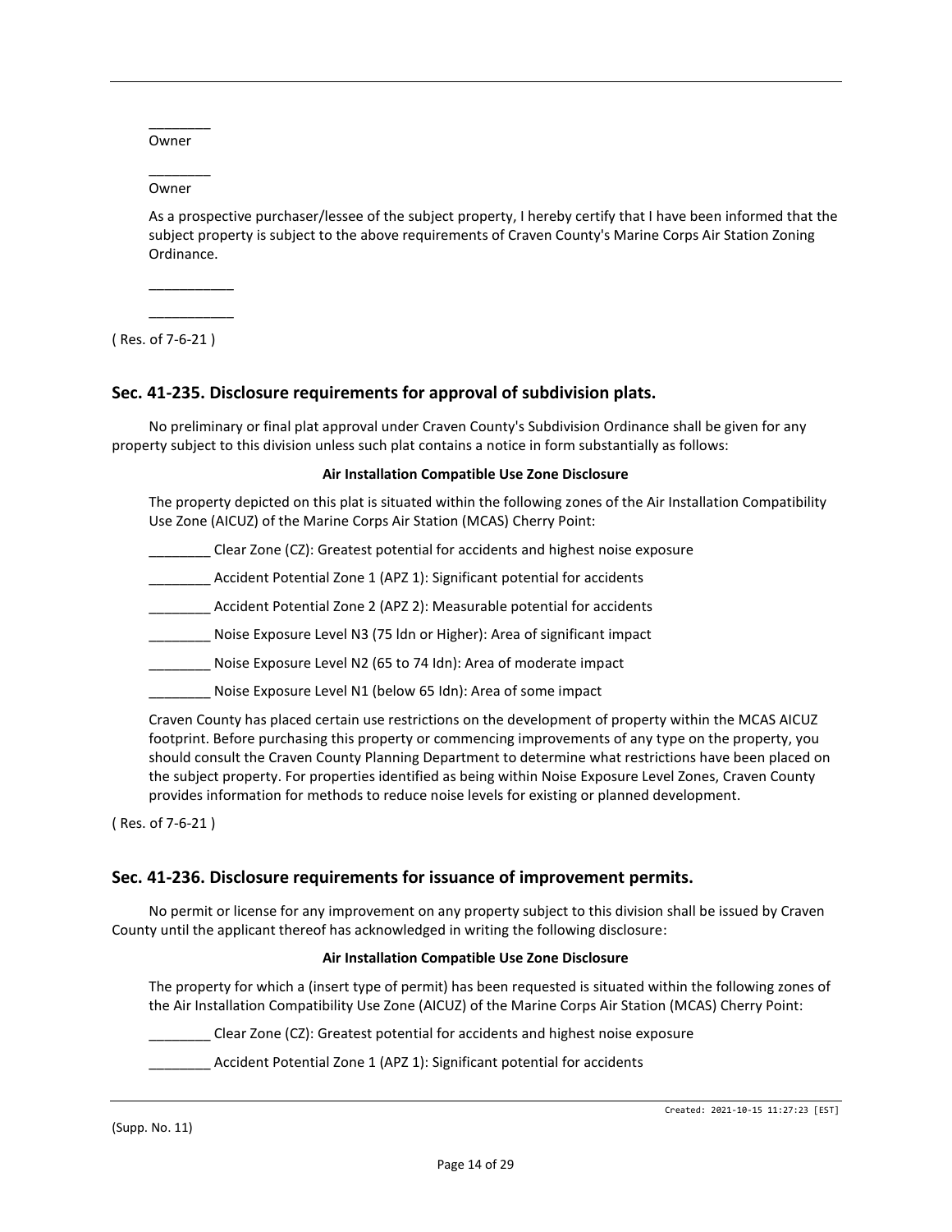________
Owner

________
Owner

As a prospective purchaser/lessee of the subject property, I hereby certify that I have been informed that the subject property is subject to the above requirements of Craven County's Marine Corps Air Station Zoning Ordinance.

___________

___________

( Res. of 7-6-21 )

## Sec. 41-235. Disclosure requirements for approval of subdivision plats.

No preliminary or final plat approval under Craven County's Subdivision Ordinance shall be given for any property subject to this division unless such plat contains a notice in form substantially as follows:

**Air Installation Compatible Use Zone Disclosure**

The property depicted on this plat is situated within the following zones of the Air Installation Compatibility Use Zone (AICUZ) of the Marine Corps Air Station (MCAS) Cherry Point:

________ Clear Zone (CZ): Greatest potential for accidents and highest noise exposure

________ Accident Potential Zone 1 (APZ 1): Significant potential for accidents

________ Accident Potential Zone 2 (APZ 2): Measurable potential for accidents

________ Noise Exposure Level N3 (75 ldn or Higher): Area of significant impact

________ Noise Exposure Level N2 (65 to 74 Idn): Area of moderate impact

________ Noise Exposure Level N1 (below 65 Idn): Area of some impact

Craven County has placed certain use restrictions on the development of property within the MCAS AICUZ footprint. Before purchasing this property or commencing improvements of any type on the property, you should consult the Craven County Planning Department to determine what restrictions have been placed on the subject property. For properties identified as being within Noise Exposure Level Zones, Craven County provides information for methods to reduce noise levels for existing or planned development.

( Res. of 7-6-21 )

## Sec. 41-236. Disclosure requirements for issuance of improvement permits.

No permit or license for any improvement on any property subject to this division shall be issued by Craven County until the applicant thereof has acknowledged in writing the following disclosure:

**Air Installation Compatible Use Zone Disclosure**

The property for which a (insert type of permit) has been requested is situated within the following zones of the Air Installation Compatibility Use Zone (AICUZ) of the Marine Corps Air Station (MCAS) Cherry Point:

________ Clear Zone (CZ): Greatest potential for accidents and highest noise exposure

________ Accident Potential Zone 1 (APZ 1): Significant potential for accidents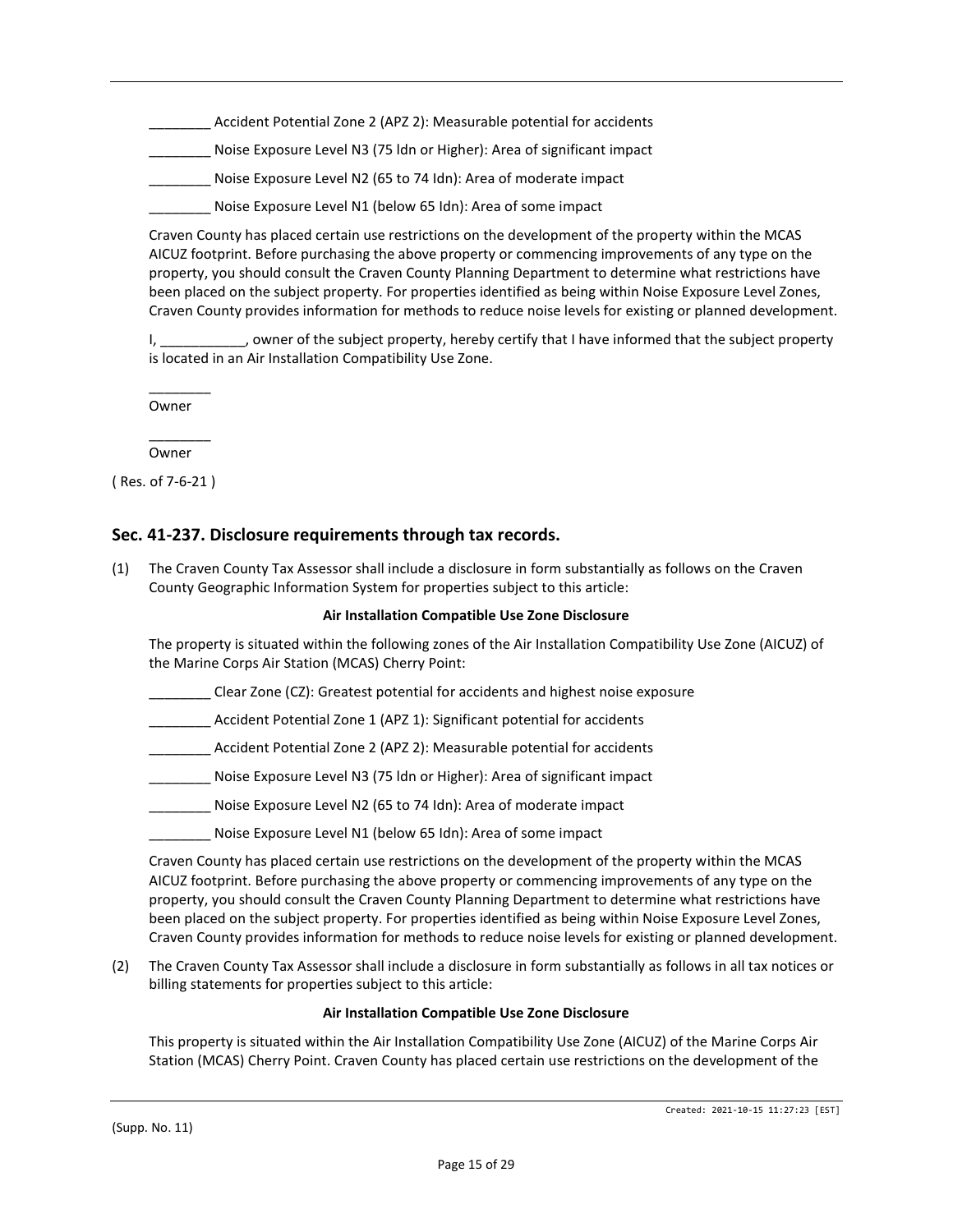________ Accident Potential Zone 2 (APZ 2): Measurable potential for accidents

________ Noise Exposure Level N3 (75 ldn or Higher): Area of significant impact

________ Noise Exposure Level N2 (65 to 74 Idn): Area of moderate impact

________ Noise Exposure Level N1 (below 65 Idn): Area of some impact

Craven County has placed certain use restrictions on the development of the property within the MCAS AICUZ footprint. Before purchasing the above property or commencing improvements of any type on the property, you should consult the Craven County Planning Department to determine what restrictions have been placed on the subject property. For properties identified as being within Noise Exposure Level Zones, Craven County provides information for methods to reduce noise levels for existing or planned development.

I, ___________, owner of the subject property, hereby certify that I have informed that the subject property is located in an Air Installation Compatibility Use Zone.

________
Owner

________
Owner

( Res. of 7-6-21 )

## Sec. 41-237. Disclosure requirements through tax records.

(1) The Craven County Tax Assessor shall include a disclosure in form substantially as follows on the Craven County Geographic Information System for properties subject to this article:

**Air Installation Compatible Use Zone Disclosure**

The property is situated within the following zones of the Air Installation Compatibility Use Zone (AICUZ) of the Marine Corps Air Station (MCAS) Cherry Point:

________ Clear Zone (CZ): Greatest potential for accidents and highest noise exposure

________ Accident Potential Zone 1 (APZ 1): Significant potential for accidents

________ Accident Potential Zone 2 (APZ 2): Measurable potential for accidents

________ Noise Exposure Level N3 (75 ldn or Higher): Area of significant impact

________ Noise Exposure Level N2 (65 to 74 Idn): Area of moderate impact

________ Noise Exposure Level N1 (below 65 Idn): Area of some impact

Craven County has placed certain use restrictions on the development of the property within the MCAS AICUZ footprint. Before purchasing the above property or commencing improvements of any type on the property, you should consult the Craven County Planning Department to determine what restrictions have been placed on the subject property. For properties identified as being within Noise Exposure Level Zones, Craven County provides information for methods to reduce noise levels for existing or planned development.

(2) The Craven County Tax Assessor shall include a disclosure in form substantially as follows in all tax notices or billing statements for properties subject to this article:

**Air Installation Compatible Use Zone Disclosure**

This property is situated within the Air Installation Compatibility Use Zone (AICUZ) of the Marine Corps Air Station (MCAS) Cherry Point. Craven County has placed certain use restrictions on the development of the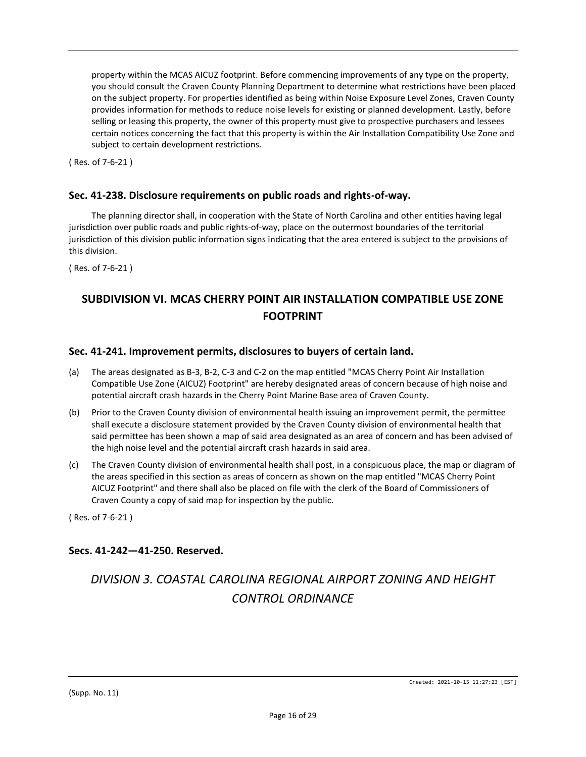property within the MCAS AICUZ footprint. Before commencing improvements of any type on the property, you should consult the Craven County Planning Department to determine what restrictions have been placed on the subject property. For properties identified as being within Noise Exposure Level Zones, Craven County provides information for methods to reduce noise levels for existing or planned development. Lastly, before selling or leasing this property, the owner of this property must give to prospective purchasers and lessees certain notices concerning the fact that this property is within the Air Installation Compatibility Use Zone and subject to certain development restrictions.

( Res. of 7-6-21 )

### Sec. 41-238. Disclosure requirements on public roads and rights-of-way.

The planning director shall, in cooperation with the State of North Carolina and other entities having legal jurisdiction over public roads and public rights-of-way, place on the outermost boundaries of the territorial jurisdiction of this division public information signs indicating that the area entered is subject to the provisions of this division.

( Res. of 7-6-21 )

## SUBDIVISION VI. MCAS CHERRY POINT AIR INSTALLATION COMPATIBLE USE ZONE FOOTPRINT

### Sec. 41-241. Improvement permits, disclosures to buyers of certain land.

(a) The areas designated as B-3, B-2, C-3 and C-2 on the map entitled "MCAS Cherry Point Air Installation Compatible Use Zone (AICUZ) Footprint" are hereby designated areas of concern because of high noise and potential aircraft crash hazards in the Cherry Point Marine Base area of Craven County.

(b) Prior to the Craven County division of environmental health issuing an improvement permit, the permittee shall execute a disclosure statement provided by the Craven County division of environmental health that said permittee has been shown a map of said area designated as an area of concern and has been advised of the high noise level and the potential aircraft crash hazards in said area.

(c) The Craven County division of environmental health shall post, in a conspicuous place, the map or diagram of the areas specified in this section as areas of concern as shown on the map entitled "MCAS Cherry Point AICUZ Footprint" and there shall also be placed on file with the clerk of the Board of Commissioners of Craven County a copy of said map for inspection by the public.

( Res. of 7-6-21 )

### Secs. 41-242—41-250. Reserved.

## *DIVISION 3. COASTAL CAROLINA REGIONAL AIRPORT ZONING AND HEIGHT CONTROL ORDINANCE*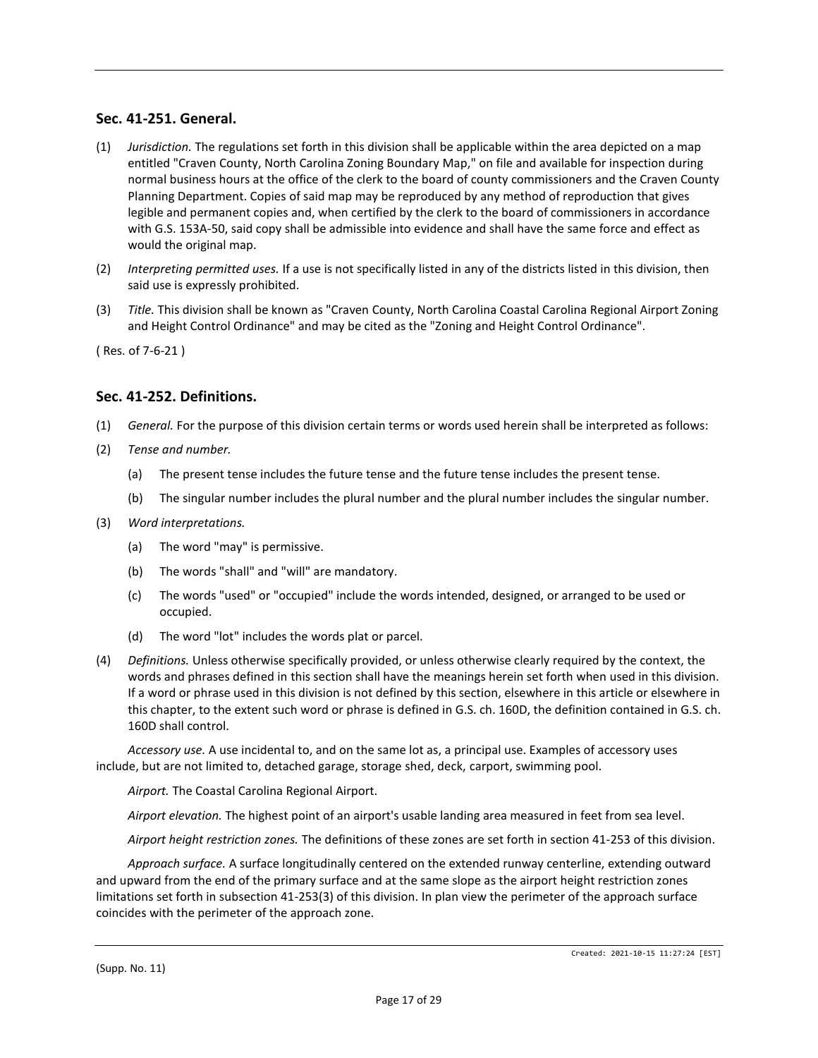## Sec. 41-251. General.

(1) *Jurisdiction.* The regulations set forth in this division shall be applicable within the area depicted on a map entitled "Craven County, North Carolina Zoning Boundary Map," on file and available for inspection during normal business hours at the office of the clerk to the board of county commissioners and the Craven County Planning Department. Copies of said map may be reproduced by any method of reproduction that gives legible and permanent copies and, when certified by the clerk to the board of commissioners in accordance with G.S. 153A-50, said copy shall be admissible into evidence and shall have the same force and effect as would the original map.

(2) *Interpreting permitted uses.* If a use is not specifically listed in any of the districts listed in this division, then said use is expressly prohibited.

(3) *Title.* This division shall be known as "Craven County, North Carolina Coastal Carolina Regional Airport Zoning and Height Control Ordinance" and may be cited as the "Zoning and Height Control Ordinance".

( Res. of 7-6-21 )

## Sec. 41-252. Definitions.

(1) *General.* For the purpose of this division certain terms or words used herein shall be interpreted as follows:

(2) *Tense and number.*

  (a) The present tense includes the future tense and the future tense includes the present tense.

  (b) The singular number includes the plural number and the plural number includes the singular number.

(3) *Word interpretations.*

  (a) The word "may" is permissive.

  (b) The words "shall" and "will" are mandatory.

  (c) The words "used" or "occupied" include the words intended, designed, or arranged to be used or occupied.

  (d) The word "lot" includes the words plat or parcel.

(4) *Definitions.* Unless otherwise specifically provided, or unless otherwise clearly required by the context, the words and phrases defined in this section shall have the meanings herein set forth when used in this division. If a word or phrase used in this division is not defined by this section, elsewhere in this article or elsewhere in this chapter, to the extent such word or phrase is defined in G.S. ch. 160D, the definition contained in G.S. ch. 160D shall control.

*Accessory use.* A use incidental to, and on the same lot as, a principal use. Examples of accessory uses include, but are not limited to, detached garage, storage shed, deck, carport, swimming pool.

*Airport.* The Coastal Carolina Regional Airport.

*Airport elevation.* The highest point of an airport's usable landing area measured in feet from sea level.

*Airport height restriction zones.* The definitions of these zones are set forth in section 41-253 of this division.

*Approach surface.* A surface longitudinally centered on the extended runway centerline, extending outward and upward from the end of the primary surface and at the same slope as the airport height restriction zones limitations set forth in subsection 41-253(3) of this division. In plan view the perimeter of the approach surface coincides with the perimeter of the approach zone.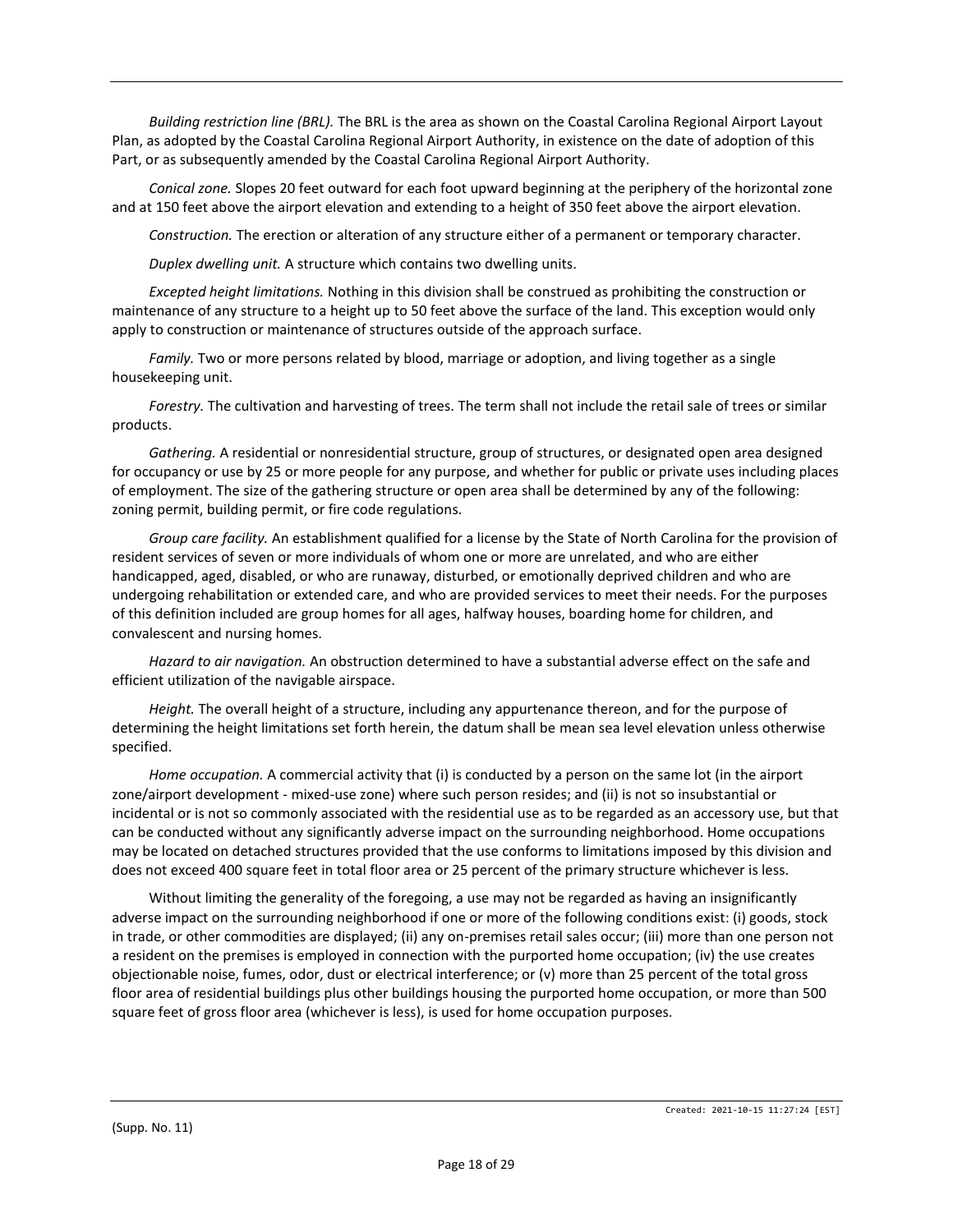*Building restriction line (BRL).* The BRL is the area as shown on the Coastal Carolina Regional Airport Layout Plan, as adopted by the Coastal Carolina Regional Airport Authority, in existence on the date of adoption of this Part, or as subsequently amended by the Coastal Carolina Regional Airport Authority.

*Conical zone.* Slopes 20 feet outward for each foot upward beginning at the periphery of the horizontal zone and at 150 feet above the airport elevation and extending to a height of 350 feet above the airport elevation.

*Construction.* The erection or alteration of any structure either of a permanent or temporary character.

*Duplex dwelling unit.* A structure which contains two dwelling units.

*Excepted height limitations.* Nothing in this division shall be construed as prohibiting the construction or maintenance of any structure to a height up to 50 feet above the surface of the land. This exception would only apply to construction or maintenance of structures outside of the approach surface.

*Family.* Two or more persons related by blood, marriage or adoption, and living together as a single housekeeping unit.

*Forestry.* The cultivation and harvesting of trees. The term shall not include the retail sale of trees or similar products.

*Gathering.* A residential or nonresidential structure, group of structures, or designated open area designed for occupancy or use by 25 or more people for any purpose, and whether for public or private uses including places of employment. The size of the gathering structure or open area shall be determined by any of the following: zoning permit, building permit, or fire code regulations.

*Group care facility.* An establishment qualified for a license by the State of North Carolina for the provision of resident services of seven or more individuals of whom one or more are unrelated, and who are either handicapped, aged, disabled, or who are runaway, disturbed, or emotionally deprived children and who are undergoing rehabilitation or extended care, and who are provided services to meet their needs. For the purposes of this definition included are group homes for all ages, halfway houses, boarding home for children, and convalescent and nursing homes.

*Hazard to air navigation.* An obstruction determined to have a substantial adverse effect on the safe and efficient utilization of the navigable airspace.

*Height.* The overall height of a structure, including any appurtenance thereon, and for the purpose of determining the height limitations set forth herein, the datum shall be mean sea level elevation unless otherwise specified.

*Home occupation.* A commercial activity that (i) is conducted by a person on the same lot (in the airport zone/airport development - mixed-use zone) where such person resides; and (ii) is not so insubstantial or incidental or is not so commonly associated with the residential use as to be regarded as an accessory use, but that can be conducted without any significantly adverse impact on the surrounding neighborhood. Home occupations may be located on detached structures provided that the use conforms to limitations imposed by this division and does not exceed 400 square feet in total floor area or 25 percent of the primary structure whichever is less.

Without limiting the generality of the foregoing, a use may not be regarded as having an insignificantly adverse impact on the surrounding neighborhood if one or more of the following conditions exist: (i) goods, stock in trade, or other commodities are displayed; (ii) any on-premises retail sales occur; (iii) more than one person not a resident on the premises is employed in connection with the purported home occupation; (iv) the use creates objectionable noise, fumes, odor, dust or electrical interference; or (v) more than 25 percent of the total gross floor area of residential buildings plus other buildings housing the purported home occupation, or more than 500 square feet of gross floor area (whichever is less), is used for home occupation purposes.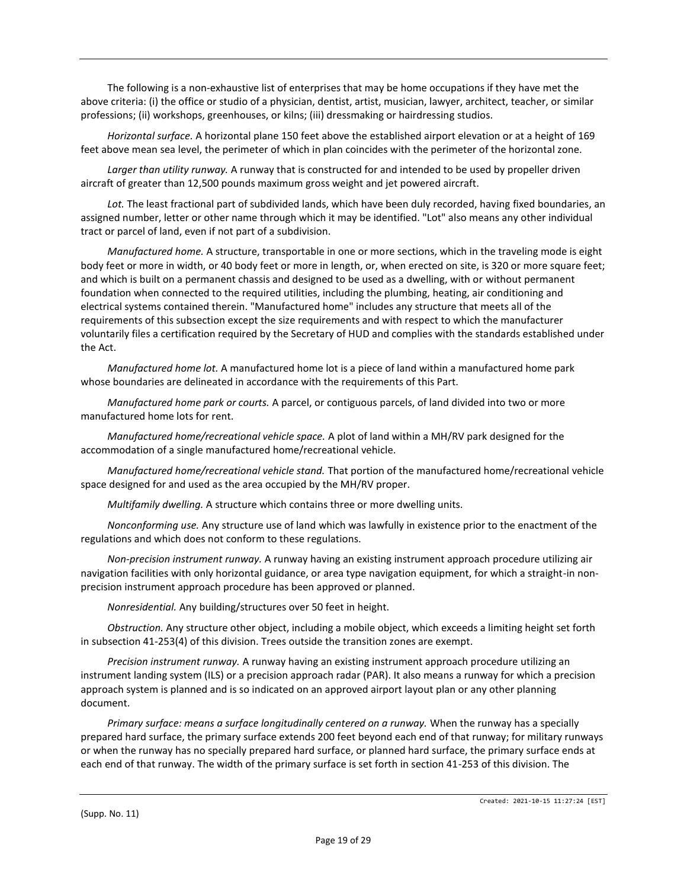The following is a non-exhaustive list of enterprises that may be home occupations if they have met the above criteria: (i) the office or studio of a physician, dentist, artist, musician, lawyer, architect, teacher, or similar professions; (ii) workshops, greenhouses, or kilns; (iii) dressmaking or hairdressing studios.

*Horizontal surface.* A horizontal plane 150 feet above the established airport elevation or at a height of 169 feet above mean sea level, the perimeter of which in plan coincides with the perimeter of the horizontal zone.

*Larger than utility runway.* A runway that is constructed for and intended to be used by propeller driven aircraft of greater than 12,500 pounds maximum gross weight and jet powered aircraft.

*Lot.* The least fractional part of subdivided lands, which have been duly recorded, having fixed boundaries, an assigned number, letter or other name through which it may be identified. "Lot" also means any other individual tract or parcel of land, even if not part of a subdivision.

*Manufactured home.* A structure, transportable in one or more sections, which in the traveling mode is eight body feet or more in width, or 40 body feet or more in length, or, when erected on site, is 320 or more square feet; and which is built on a permanent chassis and designed to be used as a dwelling, with or without permanent foundation when connected to the required utilities, including the plumbing, heating, air conditioning and electrical systems contained therein. "Manufactured home" includes any structure that meets all of the requirements of this subsection except the size requirements and with respect to which the manufacturer voluntarily files a certification required by the Secretary of HUD and complies with the standards established under the Act.

*Manufactured home lot.* A manufactured home lot is a piece of land within a manufactured home park whose boundaries are delineated in accordance with the requirements of this Part.

*Manufactured home park or courts.* A parcel, or contiguous parcels, of land divided into two or more manufactured home lots for rent.

*Manufactured home/recreational vehicle space.* A plot of land within a MH/RV park designed for the accommodation of a single manufactured home/recreational vehicle.

*Manufactured home/recreational vehicle stand.* That portion of the manufactured home/recreational vehicle space designed for and used as the area occupied by the MH/RV proper.

*Multifamily dwelling.* A structure which contains three or more dwelling units.

*Nonconforming use.* Any structure use of land which was lawfully in existence prior to the enactment of the regulations and which does not conform to these regulations.

*Non-precision instrument runway.* A runway having an existing instrument approach procedure utilizing air navigation facilities with only horizontal guidance, or area type navigation equipment, for which a straight-in non-precision instrument approach procedure has been approved or planned.

*Nonresidential.* Any building/structures over 50 feet in height.

*Obstruction.* Any structure other object, including a mobile object, which exceeds a limiting height set forth in subsection 41-253(4) of this division. Trees outside the transition zones are exempt.

*Precision instrument runway.* A runway having an existing instrument approach procedure utilizing an instrument landing system (ILS) or a precision approach radar (PAR). It also means a runway for which a precision approach system is planned and is so indicated on an approved airport layout plan or any other planning document.

*Primary surface: means a surface longitudinally centered on a runway.* When the runway has a specially prepared hard surface, the primary surface extends 200 feet beyond each end of that runway; for military runways or when the runway has no specially prepared hard surface, or planned hard surface, the primary surface ends at each end of that runway. The width of the primary surface is set forth in section 41-253 of this division. The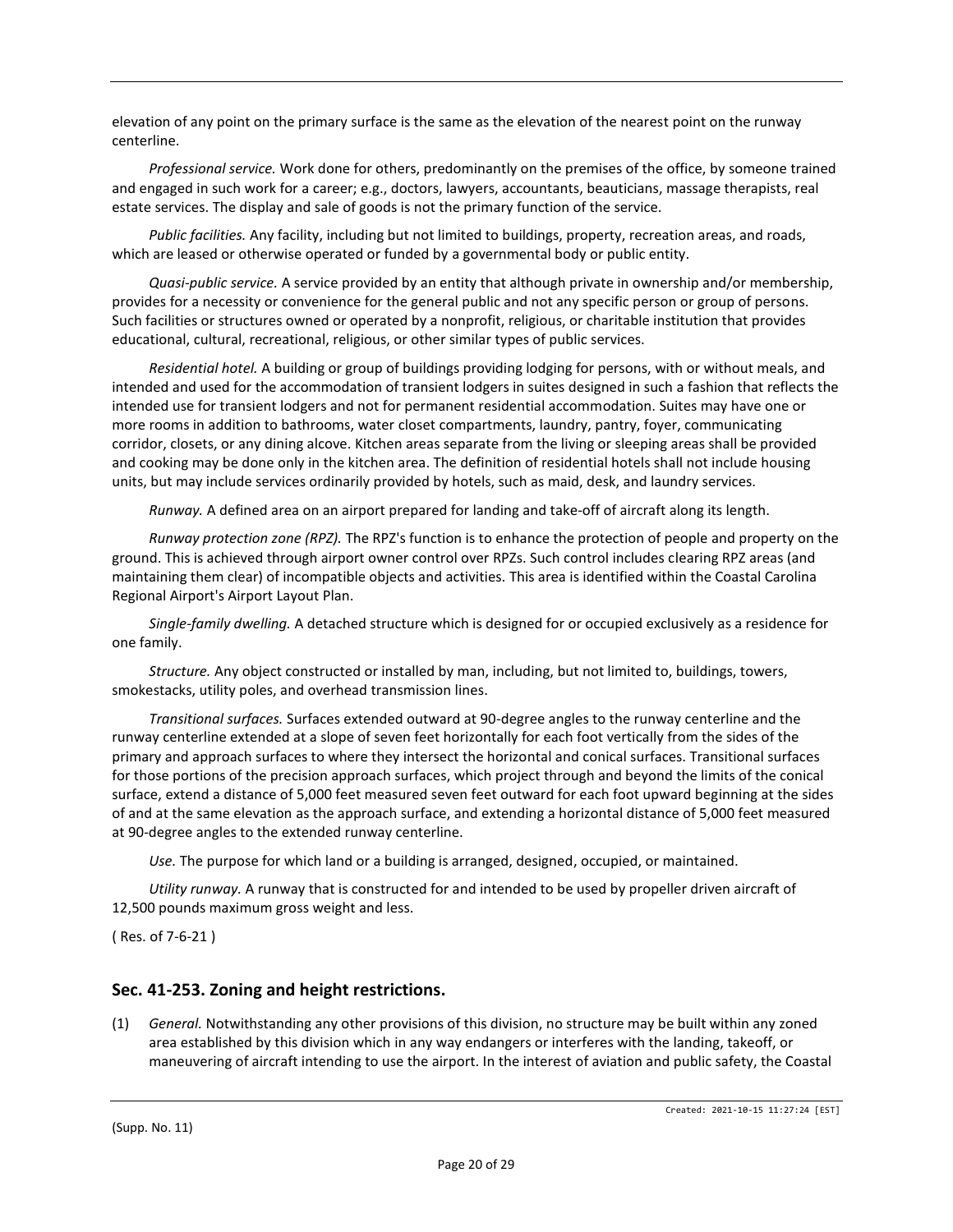elevation of any point on the primary surface is the same as the elevation of the nearest point on the runway centerline.

*Professional service.* Work done for others, predominantly on the premises of the office, by someone trained and engaged in such work for a career; e.g., doctors, lawyers, accountants, beauticians, massage therapists, real estate services. The display and sale of goods is not the primary function of the service.

*Public facilities.* Any facility, including but not limited to buildings, property, recreation areas, and roads, which are leased or otherwise operated or funded by a governmental body or public entity.

*Quasi-public service.* A service provided by an entity that although private in ownership and/or membership, provides for a necessity or convenience for the general public and not any specific person or group of persons. Such facilities or structures owned or operated by a nonprofit, religious, or charitable institution that provides educational, cultural, recreational, religious, or other similar types of public services.

*Residential hotel.* A building or group of buildings providing lodging for persons, with or without meals, and intended and used for the accommodation of transient lodgers in suites designed in such a fashion that reflects the intended use for transient lodgers and not for permanent residential accommodation. Suites may have one or more rooms in addition to bathrooms, water closet compartments, laundry, pantry, foyer, communicating corridor, closets, or any dining alcove. Kitchen areas separate from the living or sleeping areas shall be provided and cooking may be done only in the kitchen area. The definition of residential hotels shall not include housing units, but may include services ordinarily provided by hotels, such as maid, desk, and laundry services.

*Runway.* A defined area on an airport prepared for landing and take-off of aircraft along its length.

*Runway protection zone (RPZ).* The RPZ's function is to enhance the protection of people and property on the ground. This is achieved through airport owner control over RPZs. Such control includes clearing RPZ areas (and maintaining them clear) of incompatible objects and activities. This area is identified within the Coastal Carolina Regional Airport's Airport Layout Plan.

*Single-family dwelling.* A detached structure which is designed for or occupied exclusively as a residence for one family.

*Structure.* Any object constructed or installed by man, including, but not limited to, buildings, towers, smokestacks, utility poles, and overhead transmission lines.

*Transitional surfaces.* Surfaces extended outward at 90-degree angles to the runway centerline and the runway centerline extended at a slope of seven feet horizontally for each foot vertically from the sides of the primary and approach surfaces to where they intersect the horizontal and conical surfaces. Transitional surfaces for those portions of the precision approach surfaces, which project through and beyond the limits of the conical surface, extend a distance of 5,000 feet measured seven feet outward for each foot upward beginning at the sides of and at the same elevation as the approach surface, and extending a horizontal distance of 5,000 feet measured at 90-degree angles to the extended runway centerline.

*Use.* The purpose for which land or a building is arranged, designed, occupied, or maintained.

*Utility runway.* A runway that is constructed for and intended to be used by propeller driven aircraft of 12,500 pounds maximum gross weight and less.

( Res. of 7-6-21 )

## Sec. 41-253. Zoning and height restrictions.

(1) *General.* Notwithstanding any other provisions of this division, no structure may be built within any zoned area established by this division which in any way endangers or interferes with the landing, takeoff, or maneuvering of aircraft intending to use the airport. In the interest of aviation and public safety, the Coastal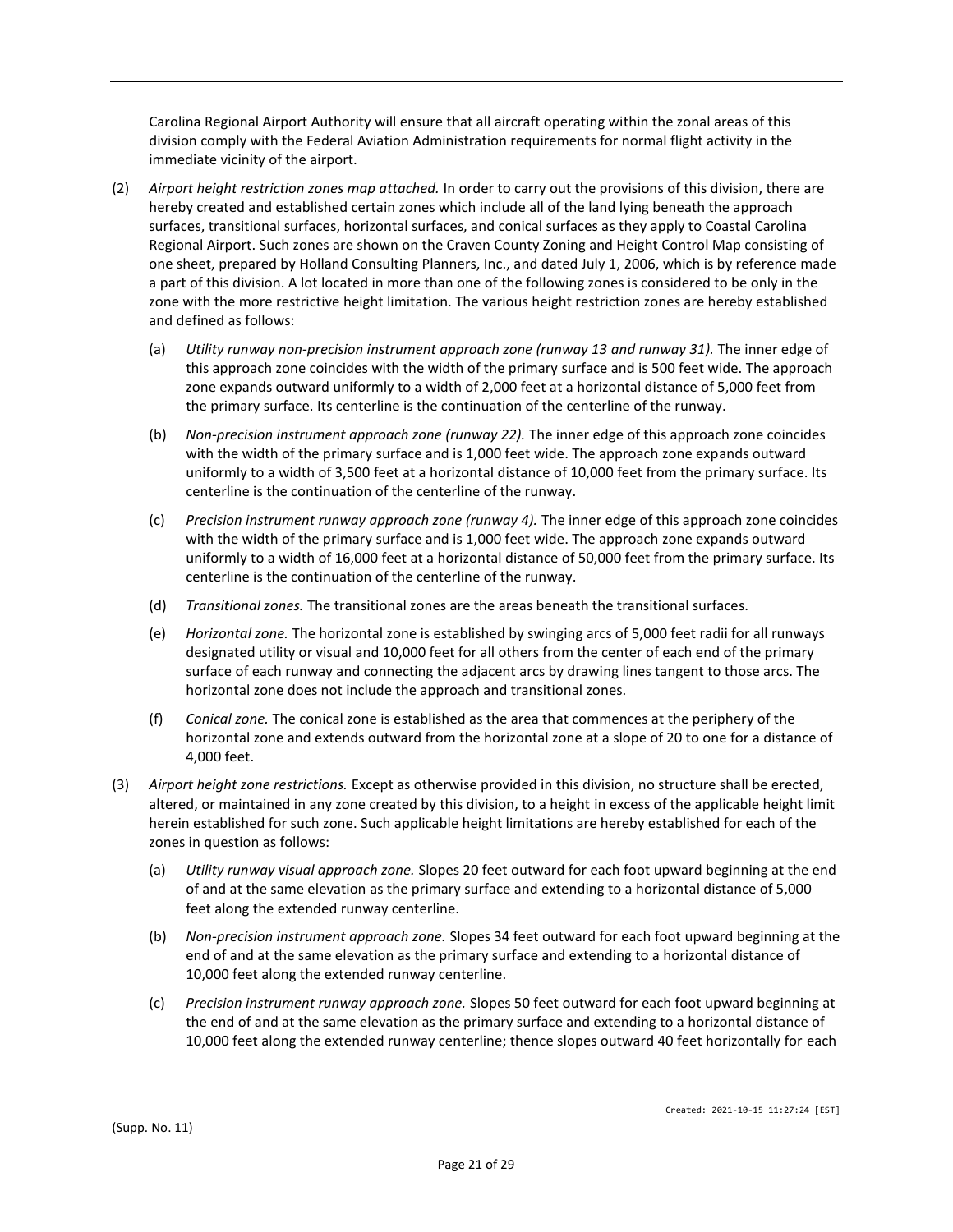Carolina Regional Airport Authority will ensure that all aircraft operating within the zonal areas of this division comply with the Federal Aviation Administration requirements for normal flight activity in the immediate vicinity of the airport.

(2) *Airport height restriction zones map attached.* In order to carry out the provisions of this division, there are hereby created and established certain zones which include all of the land lying beneath the approach surfaces, transitional surfaces, horizontal surfaces, and conical surfaces as they apply to Coastal Carolina Regional Airport. Such zones are shown on the Craven County Zoning and Height Control Map consisting of one sheet, prepared by Holland Consulting Planners, Inc., and dated July 1, 2006, which is by reference made a part of this division. A lot located in more than one of the following zones is considered to be only in the zone with the more restrictive height limitation. The various height restriction zones are hereby established and defined as follows:

   (a) *Utility runway non-precision instrument approach zone (runway 13 and runway 31).* The inner edge of this approach zone coincides with the width of the primary surface and is 500 feet wide. The approach zone expands outward uniformly to a width of 2,000 feet at a horizontal distance of 5,000 feet from the primary surface. Its centerline is the continuation of the centerline of the runway.

   (b) *Non-precision instrument approach zone (runway 22).* The inner edge of this approach zone coincides with the width of the primary surface and is 1,000 feet wide. The approach zone expands outward uniformly to a width of 3,500 feet at a horizontal distance of 10,000 feet from the primary surface. Its centerline is the continuation of the centerline of the runway.

   (c) *Precision instrument runway approach zone (runway 4).* The inner edge of this approach zone coincides with the width of the primary surface and is 1,000 feet wide. The approach zone expands outward uniformly to a width of 16,000 feet at a horizontal distance of 50,000 feet from the primary surface. Its centerline is the continuation of the centerline of the runway.

   (d) *Transitional zones.* The transitional zones are the areas beneath the transitional surfaces.

   (e) *Horizontal zone.* The horizontal zone is established by swinging arcs of 5,000 feet radii for all runways designated utility or visual and 10,000 feet for all others from the center of each end of the primary surface of each runway and connecting the adjacent arcs by drawing lines tangent to those arcs. The horizontal zone does not include the approach and transitional zones.

   (f) *Conical zone.* The conical zone is established as the area that commences at the periphery of the horizontal zone and extends outward from the horizontal zone at a slope of 20 to one for a distance of 4,000 feet.

(3) *Airport height zone restrictions.* Except as otherwise provided in this division, no structure shall be erected, altered, or maintained in any zone created by this division, to a height in excess of the applicable height limit herein established for such zone. Such applicable height limitations are hereby established for each of the zones in question as follows:

   (a) *Utility runway visual approach zone.* Slopes 20 feet outward for each foot upward beginning at the end of and at the same elevation as the primary surface and extending to a horizontal distance of 5,000 feet along the extended runway centerline.

   (b) *Non-precision instrument approach zone.* Slopes 34 feet outward for each foot upward beginning at the end of and at the same elevation as the primary surface and extending to a horizontal distance of 10,000 feet along the extended runway centerline.

   (c) *Precision instrument runway approach zone.* Slopes 50 feet outward for each foot upward beginning at the end of and at the same elevation as the primary surface and extending to a horizontal distance of 10,000 feet along the extended runway centerline; thence slopes outward 40 feet horizontally for each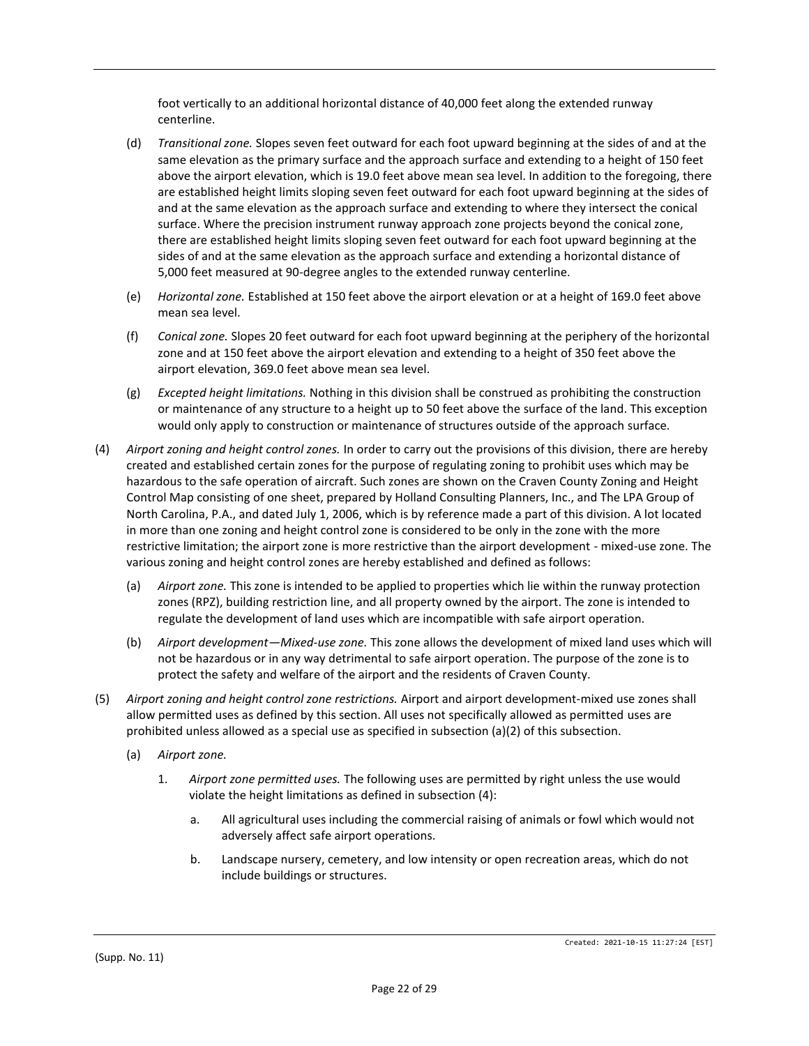foot vertically to an additional horizontal distance of 40,000 feet along the extended runway centerline.

(d) *Transitional zone.* Slopes seven feet outward for each foot upward beginning at the sides of and at the same elevation as the primary surface and the approach surface and extending to a height of 150 feet above the airport elevation, which is 19.0 feet above mean sea level. In addition to the foregoing, there are established height limits sloping seven feet outward for each foot upward beginning at the sides of and at the same elevation as the approach surface and extending to where they intersect the conical surface. Where the precision instrument runway approach zone projects beyond the conical zone, there are established height limits sloping seven feet outward for each foot upward beginning at the sides of and at the same elevation as the approach surface and extending a horizontal distance of 5,000 feet measured at 90-degree angles to the extended runway centerline.

(e) *Horizontal zone.* Established at 150 feet above the airport elevation or at a height of 169.0 feet above mean sea level.

(f) *Conical zone.* Slopes 20 feet outward for each foot upward beginning at the periphery of the horizontal zone and at 150 feet above the airport elevation and extending to a height of 350 feet above the airport elevation, 369.0 feet above mean sea level.

(g) *Excepted height limitations.* Nothing in this division shall be construed as prohibiting the construction or maintenance of any structure to a height up to 50 feet above the surface of the land. This exception would only apply to construction or maintenance of structures outside of the approach surface.

(4) *Airport zoning and height control zones.* In order to carry out the provisions of this division, there are hereby created and established certain zones for the purpose of regulating zoning to prohibit uses which may be hazardous to the safe operation of aircraft. Such zones are shown on the Craven County Zoning and Height Control Map consisting of one sheet, prepared by Holland Consulting Planners, Inc., and The LPA Group of North Carolina, P.A., and dated July 1, 2006, which is by reference made a part of this division. A lot located in more than one zoning and height control zone is considered to be only in the zone with the more restrictive limitation; the airport zone is more restrictive than the airport development - mixed-use zone. The various zoning and height control zones are hereby established and defined as follows:

(a) *Airport zone.* This zone is intended to be applied to properties which lie within the runway protection zones (RPZ), building restriction line, and all property owned by the airport. The zone is intended to regulate the development of land uses which are incompatible with safe airport operation.

(b) *Airport development—Mixed-use zone.* This zone allows the development of mixed land uses which will not be hazardous or in any way detrimental to safe airport operation. The purpose of the zone is to protect the safety and welfare of the airport and the residents of Craven County.

(5) *Airport zoning and height control zone restrictions.* Airport and airport development-mixed use zones shall allow permitted uses as defined by this section. All uses not specifically allowed as permitted uses are prohibited unless allowed as a special use as specified in subsection (a)(2) of this subsection.

(a) *Airport zone.*

1. *Airport zone permitted uses.* The following uses are permitted by right unless the use would violate the height limitations as defined in subsection (4):

   a. All agricultural uses including the commercial raising of animals or fowl which would not adversely affect safe airport operations.

   b. Landscape nursery, cemetery, and low intensity or open recreation areas, which do not include buildings or structures.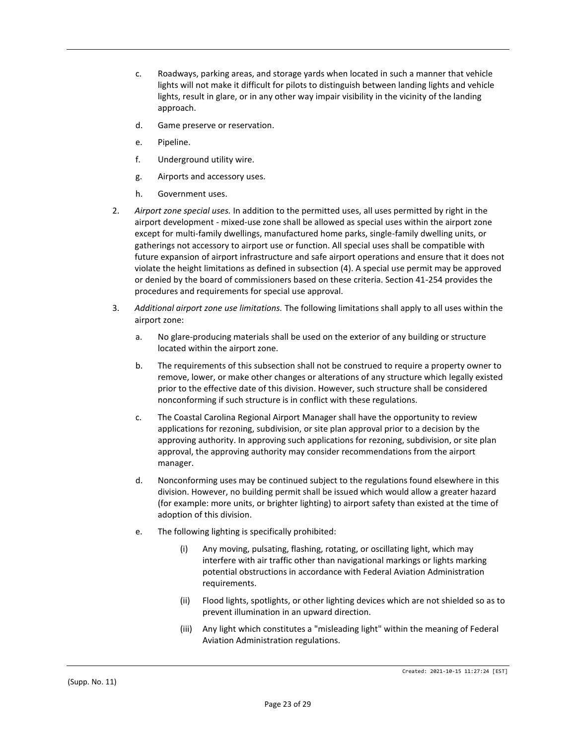c. Roadways, parking areas, and storage yards when located in such a manner that vehicle lights will not make it difficult for pilots to distinguish between landing lights and vehicle lights, result in glare, or in any other way impair visibility in the vicinity of the landing approach.

d. Game preserve or reservation.

e. Pipeline.

f. Underground utility wire.

g. Airports and accessory uses.

h. Government uses.

2. *Airport zone special uses.* In addition to the permitted uses, all uses permitted by right in the airport development - mixed-use zone shall be allowed as special uses within the airport zone except for multi-family dwellings, manufactured home parks, single-family dwelling units, or gatherings not accessory to airport use or function. All special uses shall be compatible with future expansion of airport infrastructure and safe airport operations and ensure that it does not violate the height limitations as defined in subsection (4). A special use permit may be approved or denied by the board of commissioners based on these criteria. Section 41-254 provides the procedures and requirements for special use approval.

3. *Additional airport zone use limitations.* The following limitations shall apply to all uses within the airport zone:

   a. No glare-producing materials shall be used on the exterior of any building or structure located within the airport zone.

   b. The requirements of this subsection shall not be construed to require a property owner to remove, lower, or make other changes or alterations of any structure which legally existed prior to the effective date of this division. However, such structure shall be considered nonconforming if such structure is in conflict with these regulations.

   c. The Coastal Carolina Regional Airport Manager shall have the opportunity to review applications for rezoning, subdivision, or site plan approval prior to a decision by the approving authority. In approving such applications for rezoning, subdivision, or site plan approval, the approving authority may consider recommendations from the airport manager.

   d. Nonconforming uses may be continued subject to the regulations found elsewhere in this division. However, no building permit shall be issued which would allow a greater hazard (for example: more units, or brighter lighting) to airport safety than existed at the time of adoption of this division.

   e. The following lighting is specifically prohibited:

      (i) Any moving, pulsating, flashing, rotating, or oscillating light, which may interfere with air traffic other than navigational markings or lights marking potential obstructions in accordance with Federal Aviation Administration requirements.

      (ii) Flood lights, spotlights, or other lighting devices which are not shielded so as to prevent illumination in an upward direction.

      (iii) Any light which constitutes a "misleading light" within the meaning of Federal Aviation Administration regulations.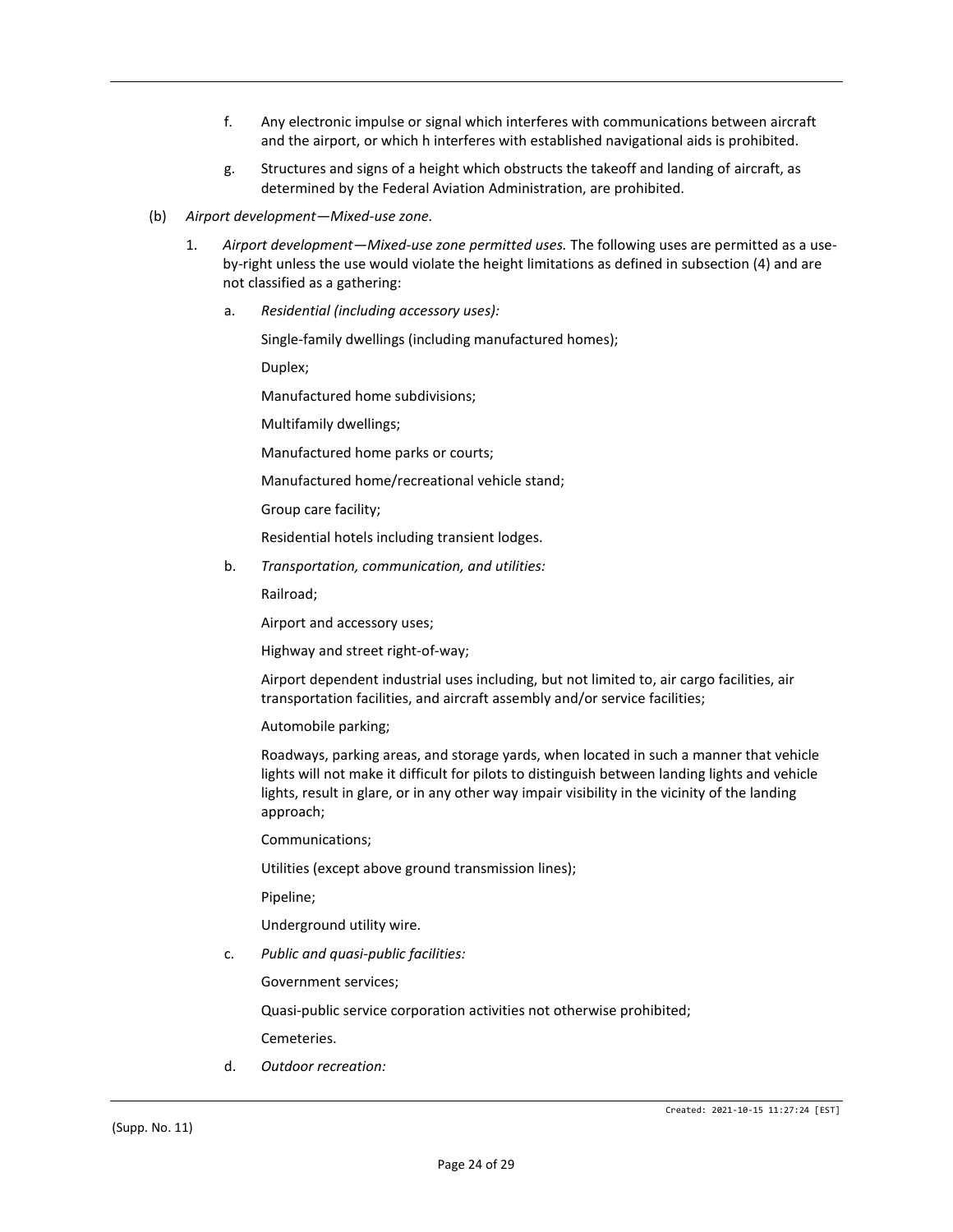f. Any electronic impulse or signal which interferes with communications between aircraft and the airport, or which h interferes with established navigational aids is prohibited.

g. Structures and signs of a height which obstructs the takeoff and landing of aircraft, as determined by the Federal Aviation Administration, are prohibited.

(b) *Airport development—Mixed-use zone.*

1. *Airport development—Mixed-use zone permitted uses.* The following uses are permitted as a use-by-right unless the use would violate the height limitations as defined in subsection (4) and are not classified as a gathering:

a. *Residential (including accessory uses):*

Single-family dwellings (including manufactured homes);

Duplex;

Manufactured home subdivisions;

Multifamily dwellings;

Manufactured home parks or courts;

Manufactured home/recreational vehicle stand;

Group care facility;

Residential hotels including transient lodges.

b. *Transportation, communication, and utilities:*

Railroad;

Airport and accessory uses;

Highway and street right-of-way;

Airport dependent industrial uses including, but not limited to, air cargo facilities, air transportation facilities, and aircraft assembly and/or service facilities;

Automobile parking;

Roadways, parking areas, and storage yards, when located in such a manner that vehicle lights will not make it difficult for pilots to distinguish between landing lights and vehicle lights, result in glare, or in any other way impair visibility in the vicinity of the landing approach;

Communications;

Utilities (except above ground transmission lines);

Pipeline;

Underground utility wire.

c. *Public and quasi-public facilities:*

Government services;

Quasi-public service corporation activities not otherwise prohibited;

Cemeteries.

d. *Outdoor recreation:*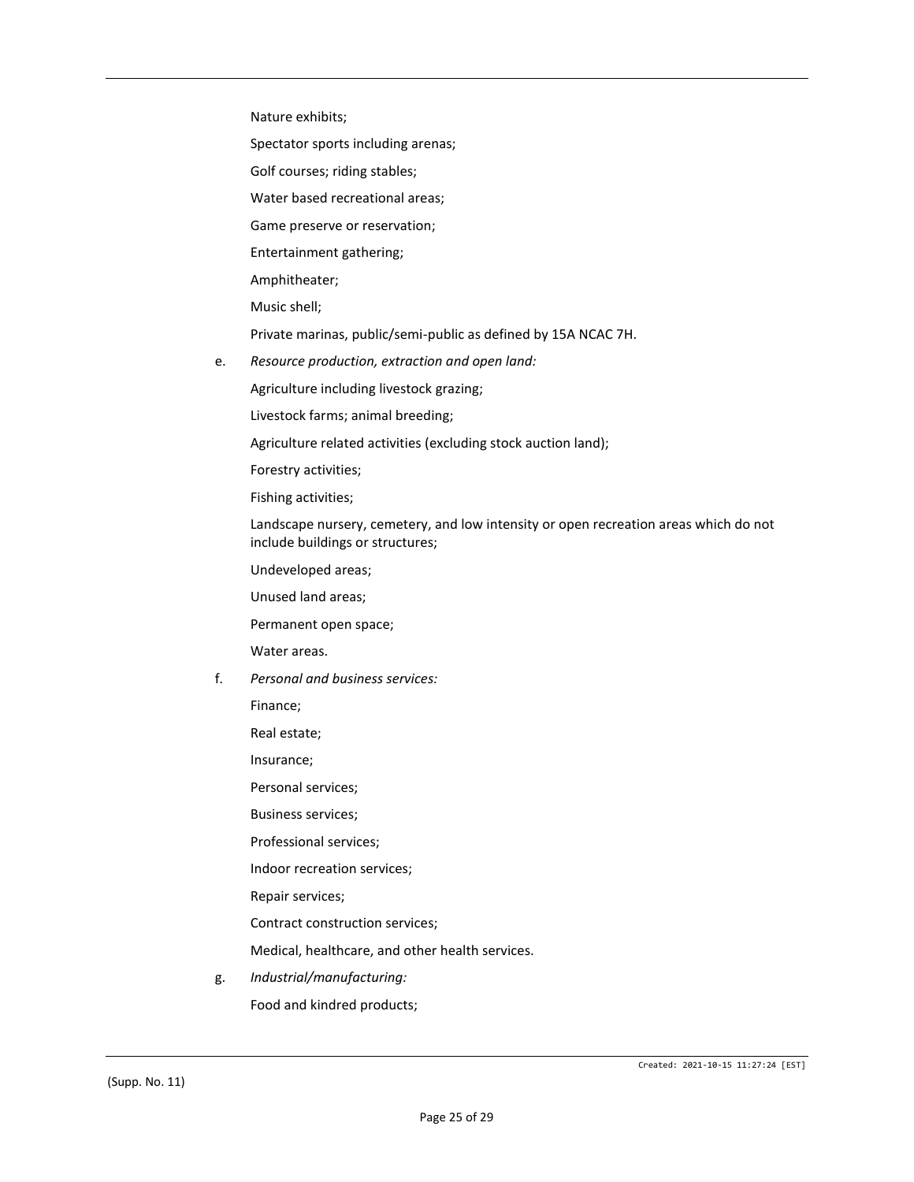Nature exhibits;

Spectator sports including arenas;

Golf courses; riding stables;

Water based recreational areas;

Game preserve or reservation;

Entertainment gathering;

Amphitheater;

Music shell;

Private marinas, public/semi-public as defined by 15A NCAC 7H.

e. *Resource production, extraction and open land:*

Agriculture including livestock grazing;

Livestock farms; animal breeding;

Agriculture related activities (excluding stock auction land);

Forestry activities;

Fishing activities;

Landscape nursery, cemetery, and low intensity or open recreation areas which do not include buildings or structures;

Undeveloped areas;

Unused land areas;

Permanent open space;

Water areas.

f. *Personal and business services:*

Finance;

Real estate;

Insurance;

Personal services;

Business services;

Professional services;

Indoor recreation services;

Repair services;

Contract construction services;

Medical, healthcare, and other health services.

g. *Industrial/manufacturing:*

Food and kindred products;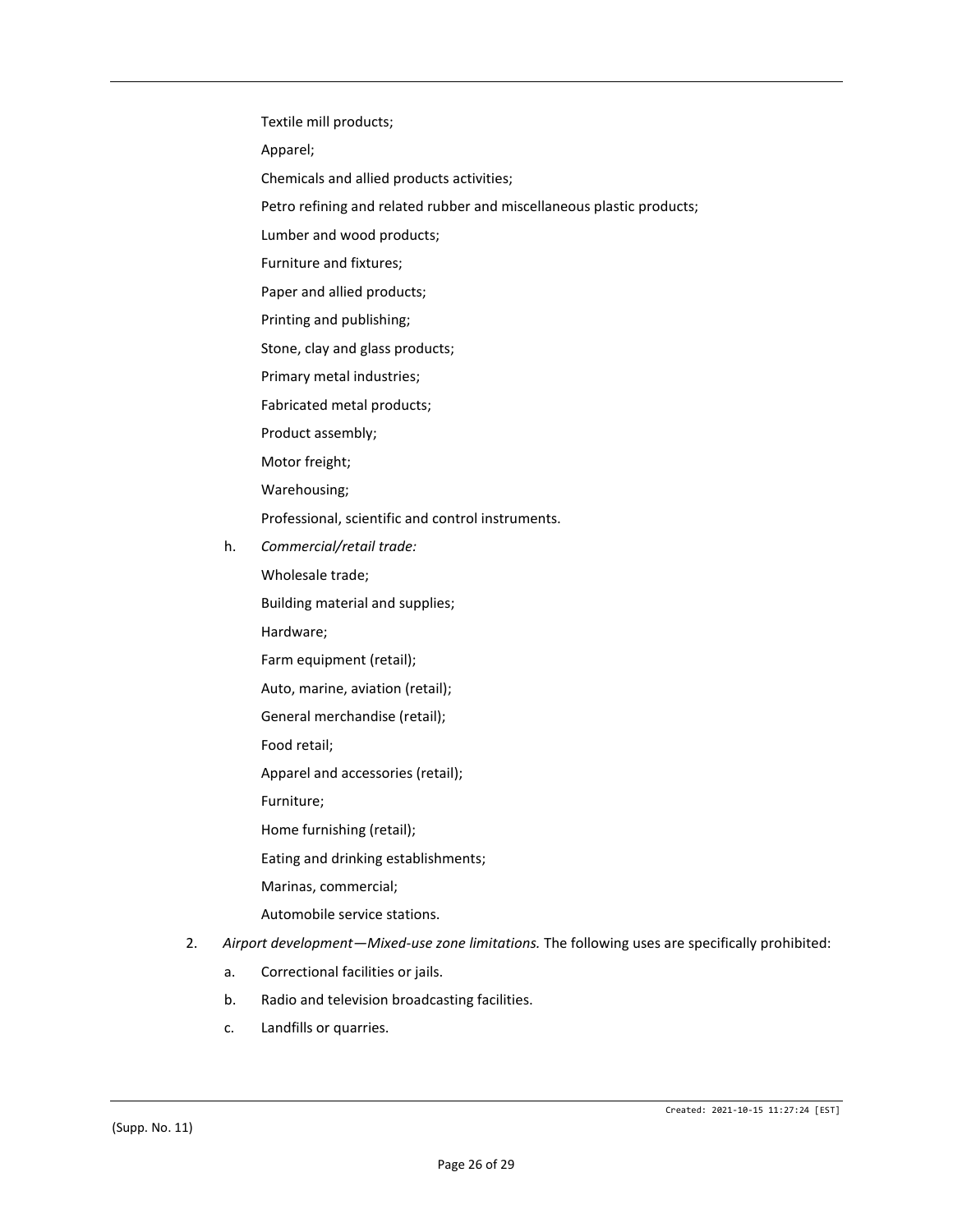Textile mill products;

Apparel;

Chemicals and allied products activities;

Petro refining and related rubber and miscellaneous plastic products;

Lumber and wood products;

Furniture and fixtures;

Paper and allied products;

Printing and publishing;

Stone, clay and glass products;

Primary metal industries;

Fabricated metal products;

Product assembly;

Motor freight;

Warehousing;

Professional, scientific and control instruments.

h. *Commercial/retail trade:*

Wholesale trade;

Building material and supplies;

Hardware;

Farm equipment (retail);

Auto, marine, aviation (retail);

General merchandise (retail);

Food retail;

Apparel and accessories (retail);

Furniture;

Home furnishing (retail);

Eating and drinking establishments;

Marinas, commercial;

Automobile service stations.

2. *Airport development—Mixed-use zone limitations.* The following uses are specifically prohibited:

   a. Correctional facilities or jails.

   b. Radio and television broadcasting facilities.

   c. Landfills or quarries.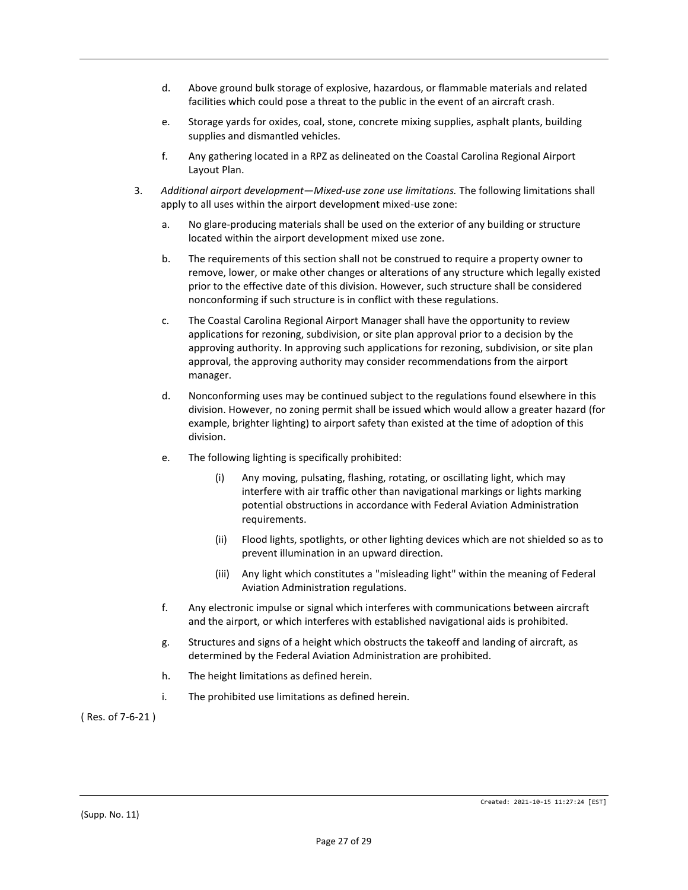d. Above ground bulk storage of explosive, hazardous, or flammable materials and related facilities which could pose a threat to the public in the event of an aircraft crash.

e. Storage yards for oxides, coal, stone, concrete mixing supplies, asphalt plants, building supplies and dismantled vehicles.

f. Any gathering located in a RPZ as delineated on the Coastal Carolina Regional Airport Layout Plan.

3. *Additional airport development—Mixed-use zone use limitations.* The following limitations shall apply to all uses within the airport development mixed-use zone:

   a. No glare-producing materials shall be used on the exterior of any building or structure located within the airport development mixed use zone.

   b. The requirements of this section shall not be construed to require a property owner to remove, lower, or make other changes or alterations of any structure which legally existed prior to the effective date of this division. However, such structure shall be considered nonconforming if such structure is in conflict with these regulations.

   c. The Coastal Carolina Regional Airport Manager shall have the opportunity to review applications for rezoning, subdivision, or site plan approval prior to a decision by the approving authority. In approving such applications for rezoning, subdivision, or site plan approval, the approving authority may consider recommendations from the airport manager.

   d. Nonconforming uses may be continued subject to the regulations found elsewhere in this division. However, no zoning permit shall be issued which would allow a greater hazard (for example, brighter lighting) to airport safety than existed at the time of adoption of this division.

   e. The following lighting is specifically prohibited:

      (i) Any moving, pulsating, flashing, rotating, or oscillating light, which may interfere with air traffic other than navigational markings or lights marking potential obstructions in accordance with Federal Aviation Administration requirements.

      (ii) Flood lights, spotlights, or other lighting devices which are not shielded so as to prevent illumination in an upward direction.

      (iii) Any light which constitutes a "misleading light" within the meaning of Federal Aviation Administration regulations.

   f. Any electronic impulse or signal which interferes with communications between aircraft and the airport, or which interferes with established navigational aids is prohibited.

   g. Structures and signs of a height which obstructs the takeoff and landing of aircraft, as determined by the Federal Aviation Administration are prohibited.

   h. The height limitations as defined herein.

   i. The prohibited use limitations as defined herein.

( Res. of 7-6-21 )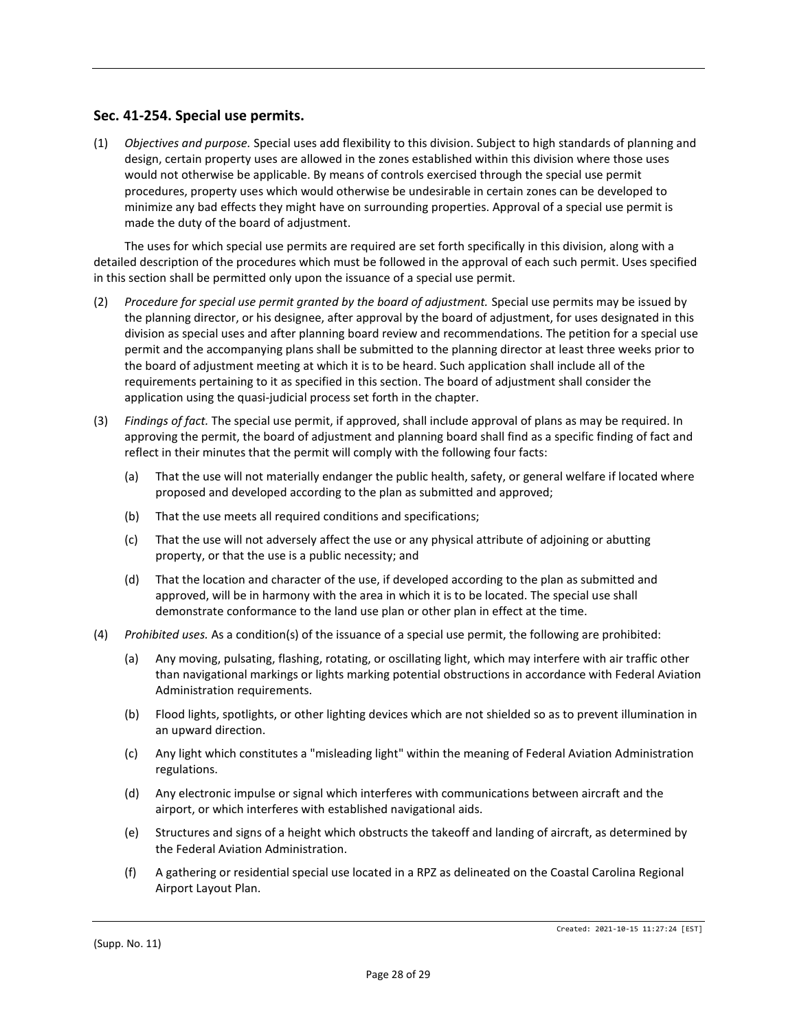## Sec. 41-254. Special use permits.

(1) *Objectives and purpose.* Special uses add flexibility to this division. Subject to high standards of planning and design, certain property uses are allowed in the zones established within this division where those uses would not otherwise be applicable. By means of controls exercised through the special use permit procedures, property uses which would otherwise be undesirable in certain zones can be developed to minimize any bad effects they might have on surrounding properties. Approval of a special use permit is made the duty of the board of adjustment.

The uses for which special use permits are required are set forth specifically in this division, along with a detailed description of the procedures which must be followed in the approval of each such permit. Uses specified in this section shall be permitted only upon the issuance of a special use permit.

(2) *Procedure for special use permit granted by the board of adjustment.* Special use permits may be issued by the planning director, or his designee, after approval by the board of adjustment, for uses designated in this division as special uses and after planning board review and recommendations. The petition for a special use permit and the accompanying plans shall be submitted to the planning director at least three weeks prior to the board of adjustment meeting at which it is to be heard. Such application shall include all of the requirements pertaining to it as specified in this section. The board of adjustment shall consider the application using the quasi-judicial process set forth in the chapter.

(3) *Findings of fact.* The special use permit, if approved, shall include approval of plans as may be required. In approving the permit, the board of adjustment and planning board shall find as a specific finding of fact and reflect in their minutes that the permit will comply with the following four facts:

   (a) That the use will not materially endanger the public health, safety, or general welfare if located where proposed and developed according to the plan as submitted and approved;

   (b) That the use meets all required conditions and specifications;

   (c) That the use will not adversely affect the use or any physical attribute of adjoining or abutting property, or that the use is a public necessity; and

   (d) That the location and character of the use, if developed according to the plan as submitted and approved, will be in harmony with the area in which it is to be located. The special use shall demonstrate conformance to the land use plan or other plan in effect at the time.

(4) *Prohibited uses.* As a condition(s) of the issuance of a special use permit, the following are prohibited:

   (a) Any moving, pulsating, flashing, rotating, or oscillating light, which may interfere with air traffic other than navigational markings or lights marking potential obstructions in accordance with Federal Aviation Administration requirements.

   (b) Flood lights, spotlights, or other lighting devices which are not shielded so as to prevent illumination in an upward direction.

   (c) Any light which constitutes a "misleading light" within the meaning of Federal Aviation Administration regulations.

   (d) Any electronic impulse or signal which interferes with communications between aircraft and the airport, or which interferes with established navigational aids.

   (e) Structures and signs of a height which obstructs the takeoff and landing of aircraft, as determined by the Federal Aviation Administration.

   (f) A gathering or residential special use located in a RPZ as delineated on the Coastal Carolina Regional Airport Layout Plan.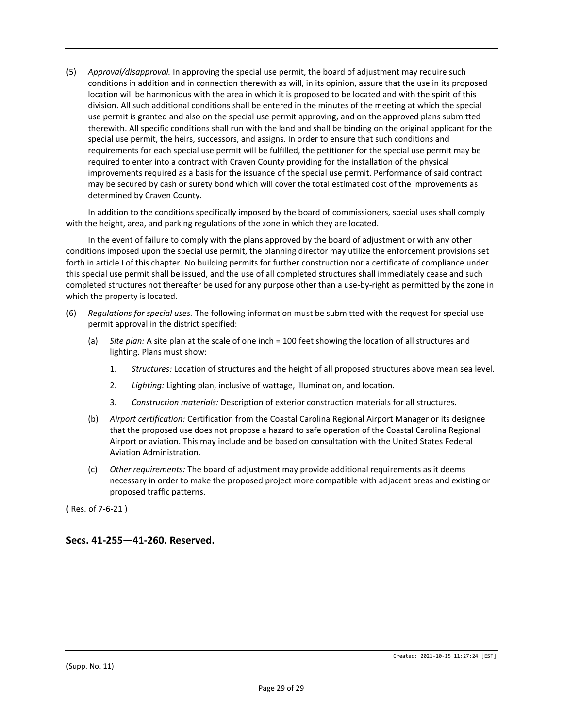(5) *Approval/disapproval.* In approving the special use permit, the board of adjustment may require such conditions in addition and in connection therewith as will, in its opinion, assure that the use in its proposed location will be harmonious with the area in which it is proposed to be located and with the spirit of this division. All such additional conditions shall be entered in the minutes of the meeting at which the special use permit is granted and also on the special use permit approving, and on the approved plans submitted therewith. All specific conditions shall run with the land and shall be binding on the original applicant for the special use permit, the heirs, successors, and assigns. In order to ensure that such conditions and requirements for each special use permit will be fulfilled, the petitioner for the special use permit may be required to enter into a contract with Craven County providing for the installation of the physical improvements required as a basis for the issuance of the special use permit. Performance of said contract may be secured by cash or surety bond which will cover the total estimated cost of the improvements as determined by Craven County.

In addition to the conditions specifically imposed by the board of commissioners, special uses shall comply with the height, area, and parking regulations of the zone in which they are located.

In the event of failure to comply with the plans approved by the board of adjustment or with any other conditions imposed upon the special use permit, the planning director may utilize the enforcement provisions set forth in article I of this chapter. No building permits for further construction nor a certificate of compliance under this special use permit shall be issued, and the use of all completed structures shall immediately cease and such completed structures not thereafter be used for any purpose other than a use-by-right as permitted by the zone in which the property is located.

(6) *Regulations for special uses.* The following information must be submitted with the request for special use permit approval in the district specified:

(a) *Site plan:* A site plan at the scale of one inch = 100 feet showing the location of all structures and lighting. Plans must show:

1. *Structures:* Location of structures and the height of all proposed structures above mean sea level.

2. *Lighting:* Lighting plan, inclusive of wattage, illumination, and location.

3. *Construction materials:* Description of exterior construction materials for all structures.

(b) *Airport certification:* Certification from the Coastal Carolina Regional Airport Manager or its designee that the proposed use does not propose a hazard to safe operation of the Coastal Carolina Regional Airport or aviation. This may include and be based on consultation with the United States Federal Aviation Administration.

(c) *Other requirements:* The board of adjustment may provide additional requirements as it deems necessary in order to make the proposed project more compatible with adjacent areas and existing or proposed traffic patterns.

( Res. of 7-6-21 )

## Secs. 41-255—41-260. Reserved.